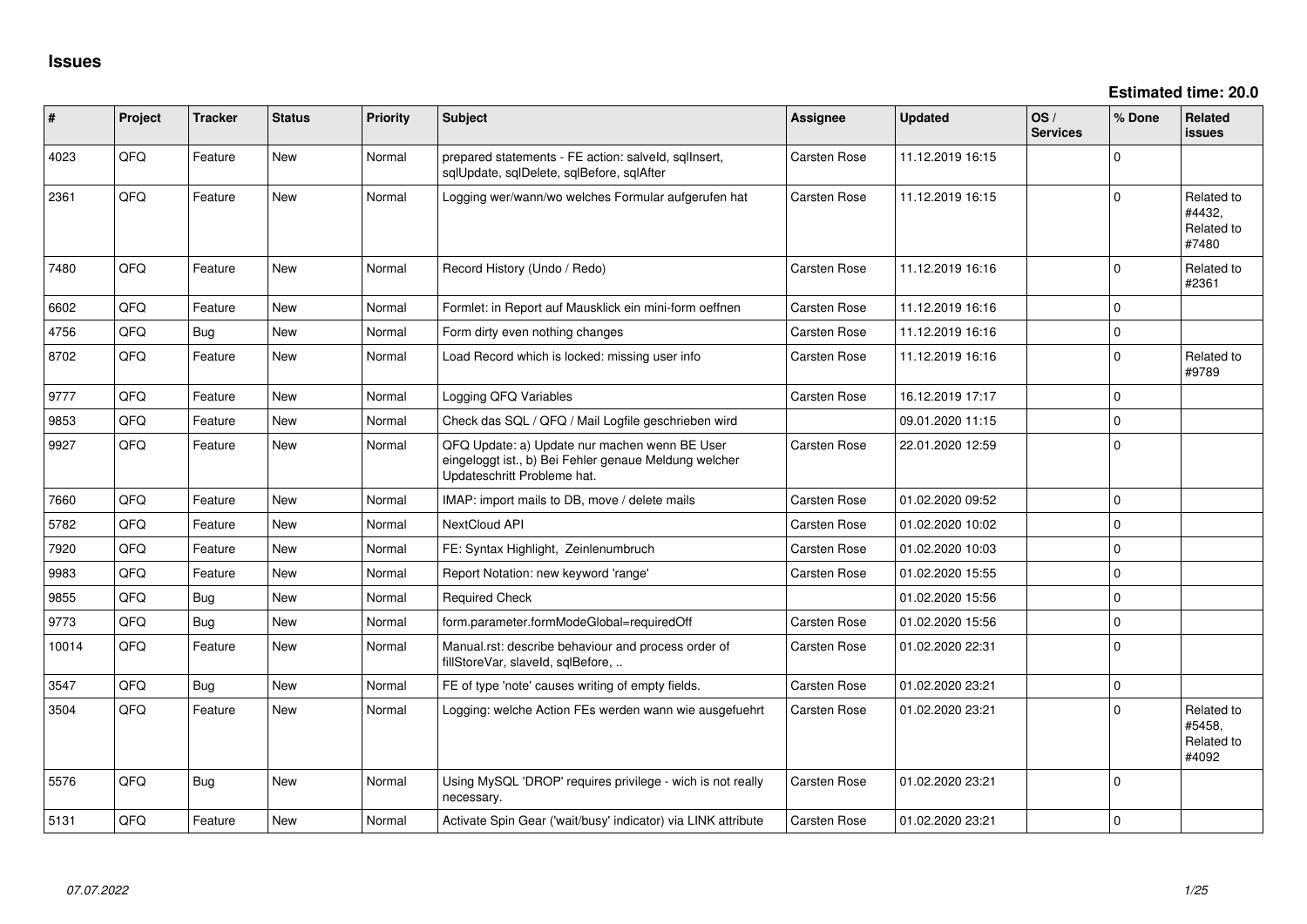# Issues

**Estimated time: 20.0**

| # | Project | Tracker | Status | Priority | Subject | Assignee | Updated | OS / Services | % Done | Related issues |
|---|---|---|---|---|---|---|---|---|---|---|
| 4023 | QFQ | Feature | New | Normal | prepared statements - FE action: salveId, sqlInsert, sqlUpdate, sqlDelete, sqlBefore, sqlAfter | Carsten Rose | 11.12.2019 16:15 | | 0 | |
| 2361 | QFQ | Feature | New | Normal | Logging wer/wann/wo welches Formular aufgerufen hat | Carsten Rose | 11.12.2019 16:15 | | 0 | Related to #4432, Related to #7480 |
| 7480 | QFQ | Feature | New | Normal | Record History (Undo / Redo) | Carsten Rose | 11.12.2019 16:16 | | 0 | Related to #2361 |
| 6602 | QFQ | Feature | New | Normal | Formlet: in Report auf Mausklick ein mini-form oeffnen | Carsten Rose | 11.12.2019 16:16 | | 0 | |
| 4756 | QFQ | Bug | New | Normal | Form dirty even nothing changes | Carsten Rose | 11.12.2019 16:16 | | 0 | |
| 8702 | QFQ | Feature | New | Normal | Load Record which is locked: missing user info | Carsten Rose | 11.12.2019 16:16 | | 0 | Related to #9789 |
| 9777 | QFQ | Feature | New | Normal | Logging QFQ Variables | Carsten Rose | 16.12.2019 17:17 | | 0 | |
| 9853 | QFQ | Feature | New | Normal | Check das SQL / QFQ / Mail Logfile geschrieben wird | | 09.01.2020 11:15 | | 0 | |
| 9927 | QFQ | Feature | New | Normal | QFQ Update: a) Update nur machen wenn BE User eingeloggt ist., b) Bei Fehler genaue Meldung welcher Updateschritt Probleme hat. | Carsten Rose | 22.01.2020 12:59 | | 0 | |
| 7660 | QFQ | Feature | New | Normal | IMAP: import mails to DB, move / delete mails | Carsten Rose | 01.02.2020 09:52 | | 0 | |
| 5782 | QFQ | Feature | New | Normal | NextCloud API | Carsten Rose | 01.02.2020 10:02 | | 0 | |
| 7920 | QFQ | Feature | New | Normal | FE: Syntax Highlight, Zeilenumbruch | Carsten Rose | 01.02.2020 10:03 | | 0 | |
| 9983 | QFQ | Feature | New | Normal | Report Notation: new keyword 'range' | Carsten Rose | 01.02.2020 15:55 | | 0 | |
| 9855 | QFQ | Bug | New | Normal | Required Check | | 01.02.2020 15:56 | | 0 | |
| 9773 | QFQ | Bug | New | Normal | form.parameter.formModeGlobal=requiredOff | Carsten Rose | 01.02.2020 15:56 | | 0 | |
| 10014 | QFQ | Feature | New | Normal | Manual.rst: describe behaviour and process order of fillStoreVar, slaveId, sqlBefore, .. | Carsten Rose | 01.02.2020 22:31 | | 0 | |
| 3547 | QFQ | Bug | New | Normal | FE of type 'note' causes writing of empty fields. | Carsten Rose | 01.02.2020 23:21 | | 0 | |
| 3504 | QFQ | Feature | New | Normal | Logging: welche Action FEs werden wann wie ausgefuehrt | Carsten Rose | 01.02.2020 23:21 | | 0 | Related to #5458, Related to #4092 |
| 5576 | QFQ | Bug | New | Normal | Using MySQL 'DROP' requires privilege - wich is not really necessary. | Carsten Rose | 01.02.2020 23:21 | | 0 | |
| 5131 | QFQ | Feature | New | Normal | Activate Spin Gear ('wait/busy' indicator) via LINK attribute | Carsten Rose | 01.02.2020 23:21 | | 0 | |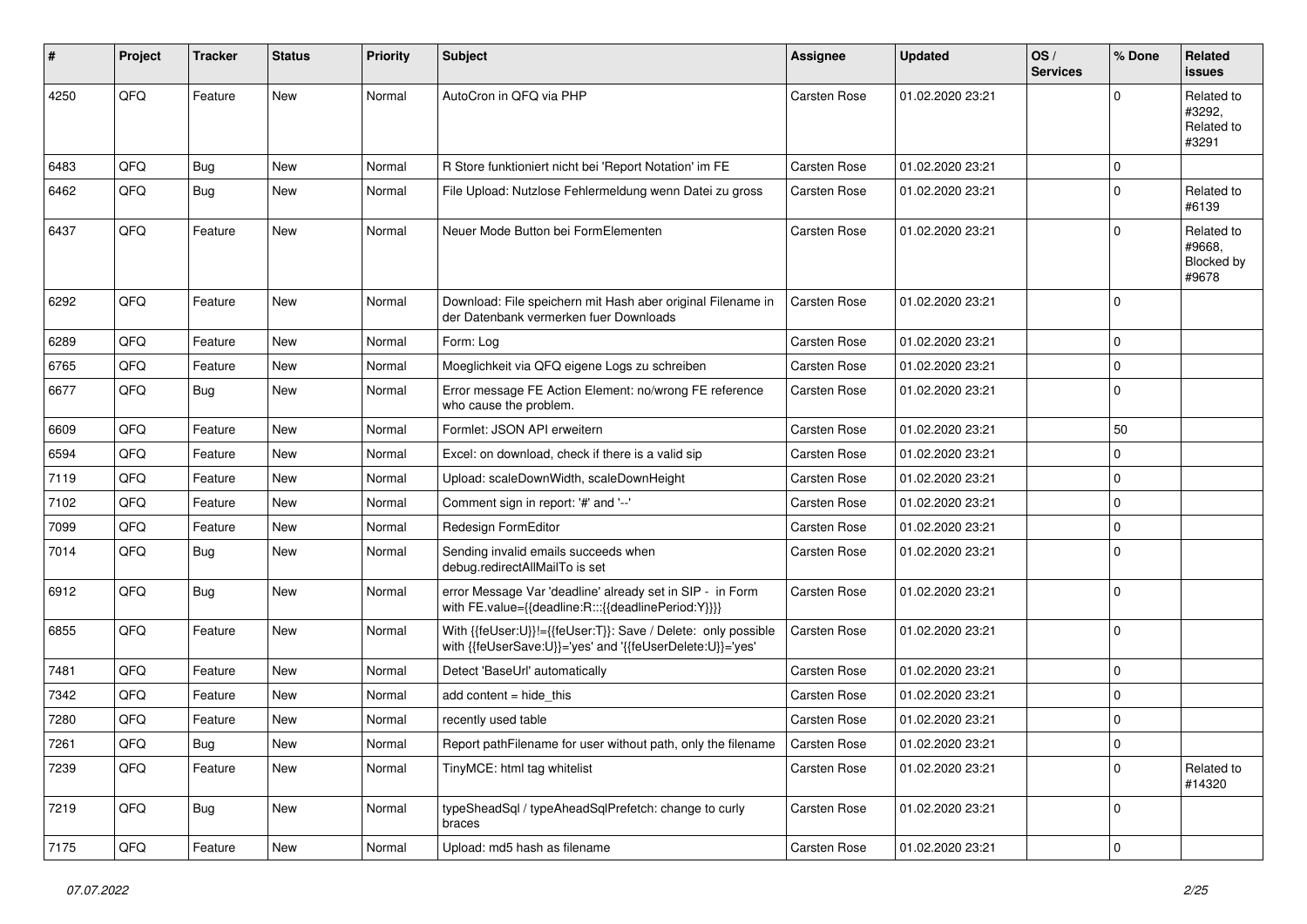| # | Project | Tracker | Status | Priority | Subject | Assignee | Updated | OS / Services | % Done | Related issues |
|---|---|---|---|---|---|---|---|---|---|---|
| 4250 | QFQ | Feature | New | Normal | AutoCron in QFQ via PHP | Carsten Rose | 01.02.2020 23:21 | | 0 | Related to #3292, Related to #3291 |
| 6483 | QFQ | Bug | New | Normal | R Store funktioniert nicht bei 'Report Notation' im FE | Carsten Rose | 01.02.2020 23:21 | | 0 | |
| 6462 | QFQ | Bug | New | Normal | File Upload: Nutzlose Fehlermeldung wenn Datei zu gross | Carsten Rose | 01.02.2020 23:21 | | 0 | Related to #6139 |
| 6437 | QFQ | Feature | New | Normal | Neuer Mode Button bei FormElementen | Carsten Rose | 01.02.2020 23:21 | | 0 | Related to #9668, Blocked by #9678 |
| 6292 | QFQ | Feature | New | Normal | Download: File speichern mit Hash aber original Filename in der Datenbank vermerken fuer Downloads | Carsten Rose | 01.02.2020 23:21 | | 0 | |
| 6289 | QFQ | Feature | New | Normal | Form: Log | Carsten Rose | 01.02.2020 23:21 | | 0 | |
| 6765 | QFQ | Feature | New | Normal | Moeglichkeit via QFQ eigene Logs zu schreiben | Carsten Rose | 01.02.2020 23:21 | | 0 | |
| 6677 | QFQ | Bug | New | Normal | Error message FE Action Element: no/wrong FE reference who cause the problem. | Carsten Rose | 01.02.2020 23:21 | | 0 | |
| 6609 | QFQ | Feature | New | Normal | Formlet: JSON API erweitern | Carsten Rose | 01.02.2020 23:21 | | 50 | |
| 6594 | QFQ | Feature | New | Normal | Excel: on download, check if there is a valid sip | Carsten Rose | 01.02.2020 23:21 | | 0 | |
| 7119 | QFQ | Feature | New | Normal | Upload: scaleDownWidth, scaleDownHeight | Carsten Rose | 01.02.2020 23:21 | | 0 | |
| 7102 | QFQ | Feature | New | Normal | Comment sign in report: '#' and '--' | Carsten Rose | 01.02.2020 23:21 | | 0 | |
| 7099 | QFQ | Feature | New | Normal | Redesign FormEditor | Carsten Rose | 01.02.2020 23:21 | | 0 | |
| 7014 | QFQ | Bug | New | Normal | Sending invalid emails succeeds when debug.redirectAllMailTo is set | Carsten Rose | 01.02.2020 23:21 | | 0 | |
| 6912 | QFQ | Bug | New | Normal | error Message Var 'deadline' already set in SIP - in Form with FE.value={{deadline:R:::{{deadlinePeriod:Y}}}} | Carsten Rose | 01.02.2020 23:21 | | 0 | |
| 6855 | QFQ | Feature | New | Normal | With {{feUser:U}}!={{feUser:T}}: Save / Delete: only possible with {{feUserSave:U}}='yes' and '{{feUserDelete:U}}='yes' | Carsten Rose | 01.02.2020 23:21 | | 0 | |
| 7481 | QFQ | Feature | New | Normal | Detect 'BaseUrl' automatically | Carsten Rose | 01.02.2020 23:21 | | 0 | |
| 7342 | QFQ | Feature | New | Normal | add content = hide_this | Carsten Rose | 01.02.2020 23:21 | | 0 | |
| 7280 | QFQ | Feature | New | Normal | recently used table | Carsten Rose | 01.02.2020 23:21 | | 0 | |
| 7261 | QFQ | Bug | New | Normal | Report pathFilename for user without path, only the filename | Carsten Rose | 01.02.2020 23:21 | | 0 | |
| 7239 | QFQ | Feature | New | Normal | TinyMCE: html tag whitelist | Carsten Rose | 01.02.2020 23:21 | | 0 | Related to #14320 |
| 7219 | QFQ | Bug | New | Normal | typeSheadSql / typeAheadSqlPrefetch: change to curly braces | Carsten Rose | 01.02.2020 23:21 | | 0 | |
| 7175 | QFQ | Feature | New | Normal | Upload: md5 hash as filename | Carsten Rose | 01.02.2020 23:21 | | 0 | |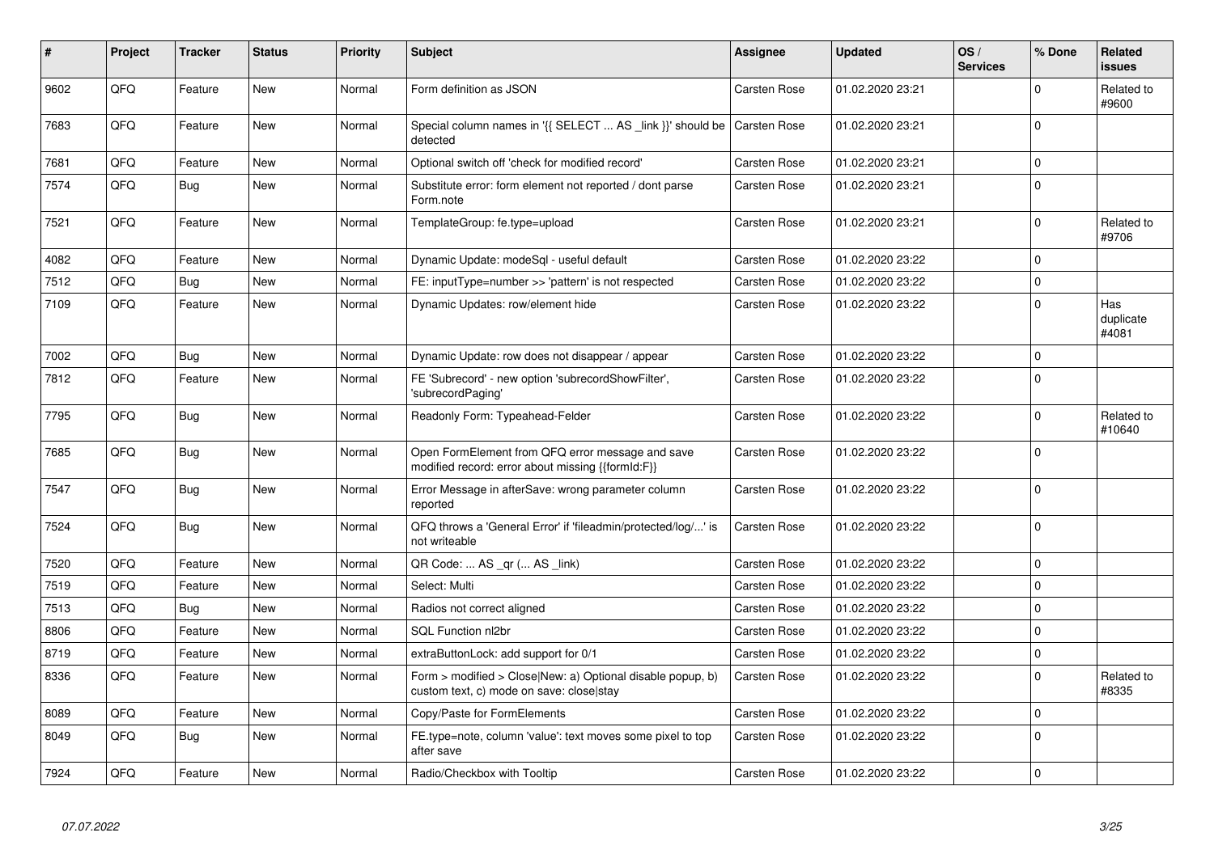| # | Project | Tracker | Status | Priority | Subject | Assignee | Updated | OS / Services | % Done | Related issues |
|---|---|---|---|---|---|---|---|---|---|---|
| 9602 | QFQ | Feature | New | Normal | Form definition as JSON | Carsten Rose | 01.02.2020 23:21 | | 0 | Related to #9600 |
| 7683 | QFQ | Feature | New | Normal | Special column names in '{{ SELECT ... AS _link }}' should be detected | Carsten Rose | 01.02.2020 23:21 | | 0 | |
| 7681 | QFQ | Feature | New | Normal | Optional switch off 'check for modified record' | Carsten Rose | 01.02.2020 23:21 | | 0 | |
| 7574 | QFQ | Bug | New | Normal | Substitute error: form element not reported / dont parse Form.note | Carsten Rose | 01.02.2020 23:21 | | 0 | |
| 7521 | QFQ | Feature | New | Normal | TemplateGroup: fe.type=upload | Carsten Rose | 01.02.2020 23:21 | | 0 | Related to #9706 |
| 4082 | QFQ | Feature | New | Normal | Dynamic Update: modeSql - useful default | Carsten Rose | 01.02.2020 23:22 | | 0 | |
| 7512 | QFQ | Bug | New | Normal | FE: inputType=number >> 'pattern' is not respected | Carsten Rose | 01.02.2020 23:22 | | 0 | |
| 7109 | QFQ | Feature | New | Normal | Dynamic Updates: row/element hide | Carsten Rose | 01.02.2020 23:22 | | 0 | Has duplicate #4081 |
| 7002 | QFQ | Bug | New | Normal | Dynamic Update: row does not disappear / appear | Carsten Rose | 01.02.2020 23:22 | | 0 | |
| 7812 | QFQ | Feature | New | Normal | FE 'Subrecord' - new option 'subrecordShowFilter', 'subrecordPaging' | Carsten Rose | 01.02.2020 23:22 | | 0 | |
| 7795 | QFQ | Bug | New | Normal | Readonly Form: Typeahead-Felder | Carsten Rose | 01.02.2020 23:22 | | 0 | Related to #10640 |
| 7685 | QFQ | Bug | New | Normal | Open FormElement from QFQ error message and save modified record: error about missing {{formId:F}} | Carsten Rose | 01.02.2020 23:22 | | 0 | |
| 7547 | QFQ | Bug | New | Normal | Error Message in afterSave: wrong parameter column reported | Carsten Rose | 01.02.2020 23:22 | | 0 | |
| 7524 | QFQ | Bug | New | Normal | QFQ throws a 'General Error' if 'fileadmin/protected/log/...' is not writeable | Carsten Rose | 01.02.2020 23:22 | | 0 | |
| 7520 | QFQ | Feature | New | Normal | QR Code: ... AS _qr (... AS _link) | Carsten Rose | 01.02.2020 23:22 | | 0 | |
| 7519 | QFQ | Feature | New | Normal | Select: Multi | Carsten Rose | 01.02.2020 23:22 | | 0 | |
| 7513 | QFQ | Bug | New | Normal | Radios not correct aligned | Carsten Rose | 01.02.2020 23:22 | | 0 | |
| 8806 | QFQ | Feature | New | Normal | SQL Function nl2br | Carsten Rose | 01.02.2020 23:22 | | 0 | |
| 8719 | QFQ | Feature | New | Normal | extraButtonLock: add support for 0/1 | Carsten Rose | 01.02.2020 23:22 | | 0 | |
| 8336 | QFQ | Feature | New | Normal | Form > modified > Close\|New: a) Optional disable popup, b) custom text, c) mode on save: close\|stay | Carsten Rose | 01.02.2020 23:22 | | 0 | Related to #8335 |
| 8089 | QFQ | Feature | New | Normal | Copy/Paste for FormElements | Carsten Rose | 01.02.2020 23:22 | | 0 | |
| 8049 | QFQ | Bug | New | Normal | FE.type=note, column 'value': text moves some pixel to top after save | Carsten Rose | 01.02.2020 23:22 | | 0 | |
| 7924 | QFQ | Feature | New | Normal | Radio/Checkbox with Tooltip | Carsten Rose | 01.02.2020 23:22 | | 0 | |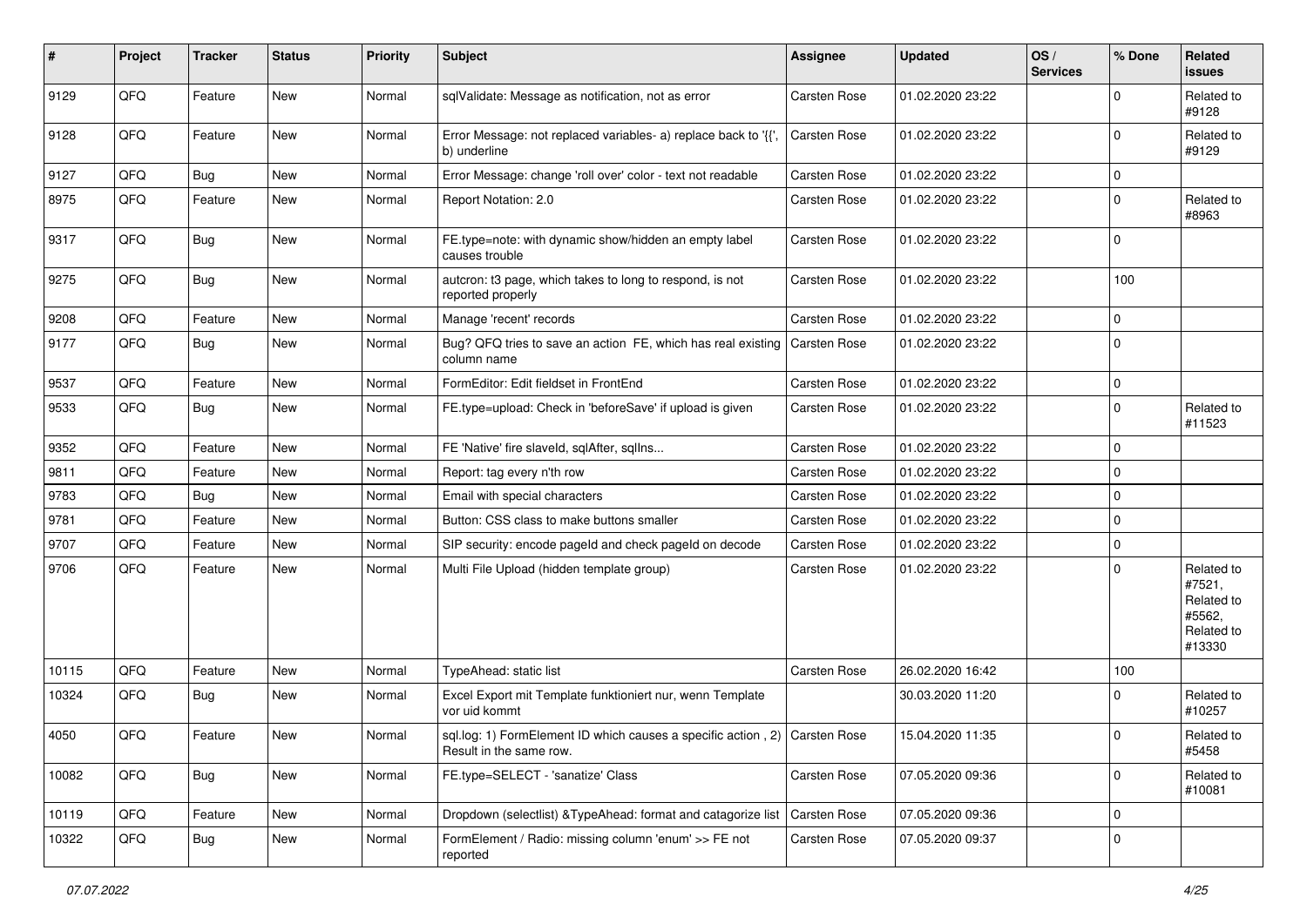| # | Project | Tracker | Status | Priority | Subject | Assignee | Updated | OS / Services | % Done | Related issues |
|---|---|---|---|---|---|---|---|---|---|---|
| 9129 | QFQ | Feature | New | Normal | sqlValidate: Message as notification, not as error | Carsten Rose | 01.02.2020 23:22 | | 0 | Related to #9128 |
| 9128 | QFQ | Feature | New | Normal | Error Message: not replaced variables- a) replace back to '{{', b) underline | Carsten Rose | 01.02.2020 23:22 | | 0 | Related to #9129 |
| 9127 | QFQ | Bug | New | Normal | Error Message: change 'roll over' color - text not readable | Carsten Rose | 01.02.2020 23:22 | | 0 | |
| 8975 | QFQ | Feature | New | Normal | Report Notation: 2.0 | Carsten Rose | 01.02.2020 23:22 | | 0 | Related to #8963 |
| 9317 | QFQ | Bug | New | Normal | FE.type=note: with dynamic show/hidden an empty label causes trouble | Carsten Rose | 01.02.2020 23:22 | | 0 | |
| 9275 | QFQ | Bug | New | Normal | autcron: t3 page, which takes to long to respond, is not reported properly | Carsten Rose | 01.02.2020 23:22 | | 100 | |
| 9208 | QFQ | Feature | New | Normal | Manage 'recent' records | Carsten Rose | 01.02.2020 23:22 | | 0 | |
| 9177 | QFQ | Bug | New | Normal | Bug? QFQ tries to save an action FE, which has real existing column name | Carsten Rose | 01.02.2020 23:22 | | 0 | |
| 9537 | QFQ | Feature | New | Normal | FormEditor: Edit fieldset in FrontEnd | Carsten Rose | 01.02.2020 23:22 | | 0 | |
| 9533 | QFQ | Bug | New | Normal | FE.type=upload: Check in 'beforeSave' if upload is given | Carsten Rose | 01.02.2020 23:22 | | 0 | Related to #11523 |
| 9352 | QFQ | Feature | New | Normal | FE 'Native' fire slaveId, sqlAfter, sqlIns... | Carsten Rose | 01.02.2020 23:22 | | 0 | |
| 9811 | QFQ | Feature | New | Normal | Report: tag every n'th row | Carsten Rose | 01.02.2020 23:22 | | 0 | |
| 9783 | QFQ | Bug | New | Normal | Email with special characters | Carsten Rose | 01.02.2020 23:22 | | 0 | |
| 9781 | QFQ | Feature | New | Normal | Button: CSS class to make buttons smaller | Carsten Rose | 01.02.2020 23:22 | | 0 | |
| 9707 | QFQ | Feature | New | Normal | SIP security: encode pageId and check pageId on decode | Carsten Rose | 01.02.2020 23:22 | | 0 | |
| 9706 | QFQ | Feature | New | Normal | Multi File Upload (hidden template group) | Carsten Rose | 01.02.2020 23:22 | | 0 | Related to #7521, Related to #5562, Related to #13330 |
| 10115 | QFQ | Feature | New | Normal | TypeAhead: static list | Carsten Rose | 26.02.2020 16:42 | | 100 | |
| 10324 | QFQ | Bug | New | Normal | Excel Export mit Template funktioniert nur, wenn Template vor uid kommt | | 30.03.2020 11:20 | | 0 | Related to #10257 |
| 4050 | QFQ | Feature | New | Normal | sql.log: 1) FormElement ID which causes a specific action , 2) Result in the same row. | Carsten Rose | 15.04.2020 11:35 | | 0 | Related to #5458 |
| 10082 | QFQ | Bug | New | Normal | FE.type=SELECT - 'sanatize' Class | Carsten Rose | 07.05.2020 09:36 | | 0 | Related to #10081 |
| 10119 | QFQ | Feature | New | Normal | Dropdown (selectlist) &TypeAhead: format and catagorize list | Carsten Rose | 07.05.2020 09:36 | | 0 | |
| 10322 | QFQ | Bug | New | Normal | FormElement / Radio: missing column 'enum' >> FE not reported | Carsten Rose | 07.05.2020 09:37 | | 0 | |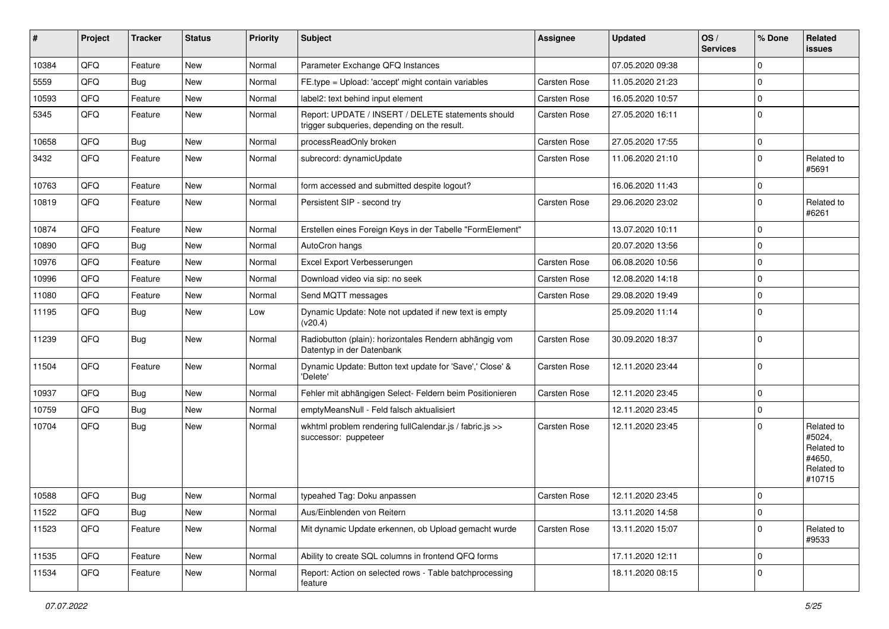| # | Project | Tracker | Status | Priority | Subject | Assignee | Updated | OS / Services | % Done | Related issues |
|---|---|---|---|---|---|---|---|---|---|---|
| 10384 | QFQ | Feature | New | Normal | Parameter Exchange QFQ Instances | | 07.05.2020 09:38 | | 0 | |
| 5559 | QFQ | Bug | New | Normal | FE.type = Upload: 'accept' might contain variables | Carsten Rose | 11.05.2020 21:23 | | 0 | |
| 10593 | QFQ | Feature | New | Normal | label2: text behind input element | Carsten Rose | 16.05.2020 10:57 | | 0 | |
| 5345 | QFQ | Feature | New | Normal | Report: UPDATE / INSERT / DELETE statements should trigger subqueries, depending on the result. | Carsten Rose | 27.05.2020 16:11 | | 0 | |
| 10658 | QFQ | Bug | New | Normal | processReadOnly broken | Carsten Rose | 27.05.2020 17:55 | | 0 | |
| 3432 | QFQ | Feature | New | Normal | subrecord: dynamicUpdate | Carsten Rose | 11.06.2020 21:10 | | 0 | Related to #5691 |
| 10763 | QFQ | Feature | New | Normal | form accessed and submitted despite logout? | | 16.06.2020 11:43 | | 0 | |
| 10819 | QFQ | Feature | New | Normal | Persistent SIP - second try | Carsten Rose | 29.06.2020 23:02 | | 0 | Related to #6261 |
| 10874 | QFQ | Feature | New | Normal | Erstellen eines Foreign Keys in der Tabelle "FormElement" | | 13.07.2020 10:11 | | 0 | |
| 10890 | QFQ | Bug | New | Normal | AutoCron hangs | | 20.07.2020 13:56 | | 0 | |
| 10976 | QFQ | Feature | New | Normal | Excel Export Verbesserungen | Carsten Rose | 06.08.2020 10:56 | | 0 | |
| 10996 | QFQ | Feature | New | Normal | Download video via sip: no seek | Carsten Rose | 12.08.2020 14:18 | | 0 | |
| 11080 | QFQ | Feature | New | Normal | Send MQTT messages | Carsten Rose | 29.08.2020 19:49 | | 0 | |
| 11195 | QFQ | Bug | New | Low | Dynamic Update: Note not updated if new text is empty (v20.4) | | 25.09.2020 11:14 | | 0 | |
| 11239 | QFQ | Bug | New | Normal | Radiobutton (plain): horizontales Rendern abhängig vom Datentyp in der Datenbank | Carsten Rose | 30.09.2020 18:37 | | 0 | |
| 11504 | QFQ | Feature | New | Normal | Dynamic Update: Button text update for 'Save',' Close' & 'Delete' | Carsten Rose | 12.11.2020 23:44 | | 0 | |
| 10937 | QFQ | Bug | New | Normal | Fehler mit abhängigen Select- Feldern beim Positionieren | Carsten Rose | 12.11.2020 23:45 | | 0 | |
| 10759 | QFQ | Bug | New | Normal | emptyMeansNull - Feld falsch aktualisiert | | 12.11.2020 23:45 | | 0 | |
| 10704 | QFQ | Bug | New | Normal | wkhtml problem rendering fullCalendar.js / fabric.js >> successor: puppeteer | Carsten Rose | 12.11.2020 23:45 | | 0 | Related to #5024, Related to #4650, Related to #10715 |
| 10588 | QFQ | Bug | New | Normal | typeahed Tag: Doku anpassen | Carsten Rose | 12.11.2020 23:45 | | 0 | |
| 11522 | QFQ | Bug | New | Normal | Aus/Einblenden von Reitern | | 13.11.2020 14:58 | | 0 | |
| 11523 | QFQ | Feature | New | Normal | Mit dynamic Update erkennen, ob Upload gemacht wurde | Carsten Rose | 13.11.2020 15:07 | | 0 | Related to #9533 |
| 11535 | QFQ | Feature | New | Normal | Ability to create SQL columns in frontend QFQ forms | | 17.11.2020 12:11 | | 0 | |
| 11534 | QFQ | Feature | New | Normal | Report: Action on selected rows - Table batchprocessing feature | | 18.11.2020 08:15 | | 0 | |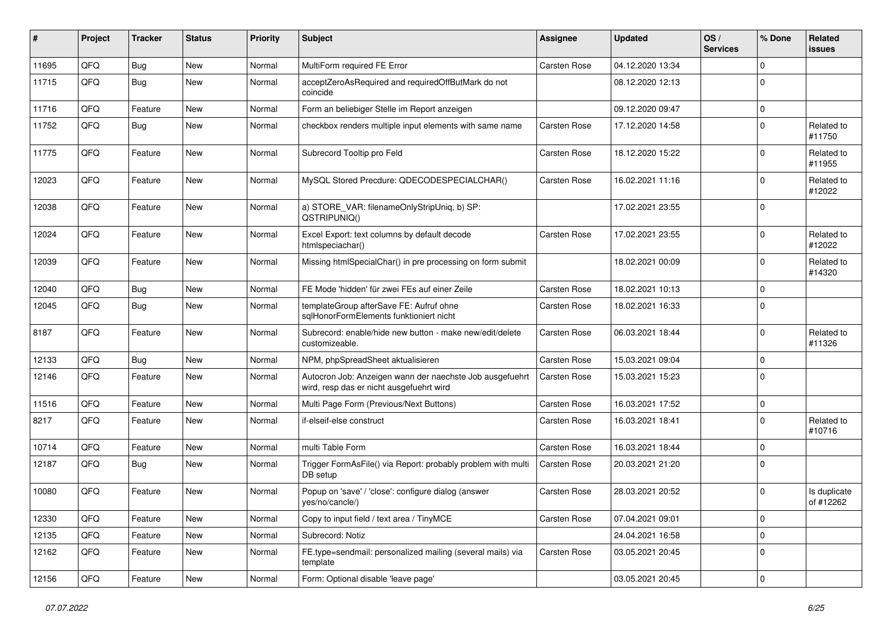| # | Project | Tracker | Status | Priority | Subject | Assignee | Updated | OS / Services | % Done | Related issues |
|---|---|---|---|---|---|---|---|---|---|---|
| 11695 | QFQ | Bug | New | Normal | MultiForm required FE Error | Carsten Rose | 04.12.2020 13:34 | | 0 | |
| 11715 | QFQ | Bug | New | Normal | acceptZeroAsRequired and requiredOffButMark do not coincide | | 08.12.2020 12:13 | | 0 | |
| 11716 | QFQ | Feature | New | Normal | Form an beliebiger Stelle im Report anzeigen | | 09.12.2020 09:47 | | 0 | |
| 11752 | QFQ | Bug | New | Normal | checkbox renders multiple input elements with same name | Carsten Rose | 17.12.2020 14:58 | | 0 | Related to #11750 |
| 11775 | QFQ | Feature | New | Normal | Subrecord Tooltip pro Feld | Carsten Rose | 18.12.2020 15:22 | | 0 | Related to #11955 |
| 12023 | QFQ | Feature | New | Normal | MySQL Stored Precdure: QDECODESPECIALCHAR() | Carsten Rose | 16.02.2021 11:16 | | 0 | Related to #12022 |
| 12038 | QFQ | Feature | New | Normal | a) STORE_VAR: filenameOnlyStripUniq, b) SP: QSTRIPUNIQ() | | 17.02.2021 23:55 | | 0 | |
| 12024 | QFQ | Feature | New | Normal | Excel Export: text columns by default decode htmlspeciachar() | Carsten Rose | 17.02.2021 23:55 | | 0 | Related to #12022 |
| 12039 | QFQ | Feature | New | Normal | Missing htmlSpecialChar() in pre processing on form submit | | 18.02.2021 00:09 | | 0 | Related to #14320 |
| 12040 | QFQ | Bug | New | Normal | FE Mode 'hidden' für zwei FEs auf einer Zeile | Carsten Rose | 18.02.2021 10:13 | | 0 | |
| 12045 | QFQ | Bug | New | Normal | templateGroup afterSave FE: Aufruf ohne sqlHonorFormElements funktioniert nicht | Carsten Rose | 18.02.2021 16:33 | | 0 | |
| 8187 | QFQ | Feature | New | Normal | Subrecord: enable/hide new button - make new/edit/delete customizeable. | Carsten Rose | 06.03.2021 18:44 | | 0 | Related to #11326 |
| 12133 | QFQ | Bug | New | Normal | NPM, phpSpreadSheet aktualisieren | Carsten Rose | 15.03.2021 09:04 | | 0 | |
| 12146 | QFQ | Feature | New | Normal | Autocron Job: Anzeigen wann der naechste Job ausgefuehrt wird, resp das er nicht ausgefuehrt wird | Carsten Rose | 15.03.2021 15:23 | | 0 | |
| 11516 | QFQ | Feature | New | Normal | Multi Page Form (Previous/Next Buttons) | Carsten Rose | 16.03.2021 17:52 | | 0 | |
| 8217 | QFQ | Feature | New | Normal | if-elseif-else construct | Carsten Rose | 16.03.2021 18:41 | | 0 | Related to #10716 |
| 10714 | QFQ | Feature | New | Normal | multi Table Form | Carsten Rose | 16.03.2021 18:44 | | 0 | |
| 12187 | QFQ | Bug | New | Normal | Trigger FormAsFile() via Report: probably problem with multi DB setup | Carsten Rose | 20.03.2021 21:20 | | 0 | |
| 10080 | QFQ | Feature | New | Normal | Popup on 'save' / 'close': configure dialog (answer yes/no/cancle/) | Carsten Rose | 28.03.2021 20:52 | | 0 | Is duplicate of #12262 |
| 12330 | QFQ | Feature | New | Normal | Copy to input field / text area / TinyMCE | Carsten Rose | 07.04.2021 09:01 | | 0 | |
| 12135 | QFQ | Feature | New | Normal | Subrecord: Notiz | | 24.04.2021 16:58 | | 0 | |
| 12162 | QFQ | Feature | New | Normal | FE.type=sendmail: personalized mailing (several mails) via template | Carsten Rose | 03.05.2021 20:45 | | 0 | |
| 12156 | QFQ | Feature | New | Normal | Form: Optional disable 'leave page' | | 03.05.2021 20:45 | | 0 | |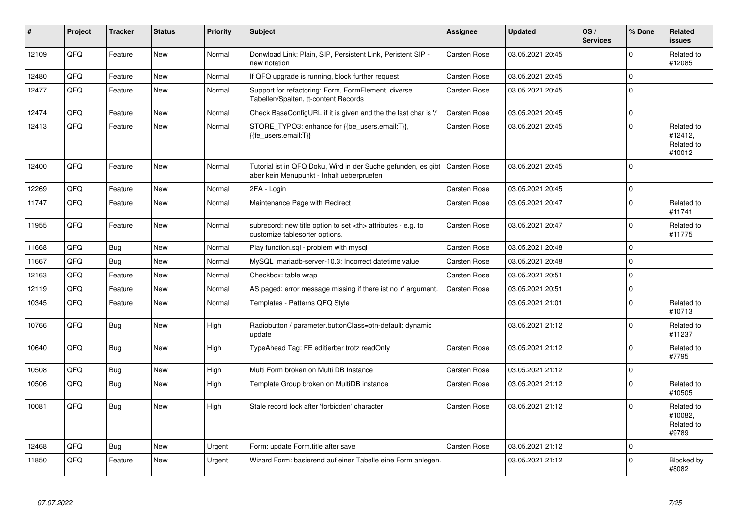| # | Project | Tracker | Status | Priority | Subject | Assignee | Updated | OS / Services | % Done | Related issues |
|---|---|---|---|---|---|---|---|---|---|---|
| 12109 | QFQ | Feature | New | Normal | Donwload Link: Plain, SIP, Persistent Link, Peristent SIP - new notation | Carsten Rose | 03.05.2021 20:45 | | 0 | Related to #12085 |
| 12480 | QFQ | Feature | New | Normal | If QFQ upgrade is running, block further request | Carsten Rose | 03.05.2021 20:45 | | 0 | |
| 12477 | QFQ | Feature | New | Normal | Support for refactoring: Form, FormElement, diverse Tabellen/Spalten, tt-content Records | Carsten Rose | 03.05.2021 20:45 | | 0 | |
| 12474 | QFQ | Feature | New | Normal | Check BaseConfigURL if it is given and the the last char is '/' | Carsten Rose | 03.05.2021 20:45 | | 0 | |
| 12413 | QFQ | Feature | New | Normal | STORE_TYPO3: enhance for {{be_users.email:T}}, {{fe_users.email:T}} | Carsten Rose | 03.05.2021 20:45 | | 0 | Related to #12412, Related to #10012 |
| 12400 | QFQ | Feature | New | Normal | Tutorial ist in QFQ Doku, Wird in der Suche gefunden, es gibt aber kein Menupunkt - Inhalt ueberpruefen | Carsten Rose | 03.05.2021 20:45 | | 0 | |
| 12269 | QFQ | Feature | New | Normal | 2FA - Login | Carsten Rose | 03.05.2021 20:45 | | 0 | |
| 11747 | QFQ | Feature | New | Normal | Maintenance Page with Redirect | Carsten Rose | 03.05.2021 20:47 | | 0 | Related to #11741 |
| 11955 | QFQ | Feature | New | Normal | subrecord: new title option to set <th> attributes - e.g. to customize tablesorter options. | Carsten Rose | 03.05.2021 20:47 | | 0 | Related to #11775 |
| 11668 | QFQ | Bug | New | Normal | Play function.sql - problem with mysql | Carsten Rose | 03.05.2021 20:48 | | 0 | |
| 11667 | QFQ | Bug | New | Normal | MySQL mariadb-server-10.3: Incorrect datetime value | Carsten Rose | 03.05.2021 20:48 | | 0 | |
| 12163 | QFQ | Feature | New | Normal | Checkbox: table wrap | Carsten Rose | 03.05.2021 20:51 | | 0 | |
| 12119 | QFQ | Feature | New | Normal | AS paged: error message missing if there ist no 'r' argument. | Carsten Rose | 03.05.2021 20:51 | | 0 | |
| 10345 | QFQ | Feature | New | Normal | Templates - Patterns QFQ Style | | 03.05.2021 21:01 | | 0 | Related to #10713 |
| 10766 | QFQ | Bug | New | High | Radiobutton / parameter.buttonClass=btn-default: dynamic update | | 03.05.2021 21:12 | | 0 | Related to #11237 |
| 10640 | QFQ | Bug | New | High | TypeAhead Tag: FE editierbar trotz readOnly | Carsten Rose | 03.05.2021 21:12 | | 0 | Related to #7795 |
| 10508 | QFQ | Bug | New | High | Multi Form broken on Multi DB Instance | Carsten Rose | 03.05.2021 21:12 | | 0 | |
| 10506 | QFQ | Bug | New | High | Template Group broken on MultiDB instance | Carsten Rose | 03.05.2021 21:12 | | 0 | Related to #10505 |
| 10081 | QFQ | Bug | New | High | Stale record lock after 'forbidden' character | Carsten Rose | 03.05.2021 21:12 | | 0 | Related to #10082, Related to #9789 |
| 12468 | QFQ | Bug | New | Urgent | Form: update Form.title after save | Carsten Rose | 03.05.2021 21:12 | | 0 | |
| 11850 | QFQ | Feature | New | Urgent | Wizard Form: basierend auf einer Tabelle eine Form anlegen. | | 03.05.2021 21:12 | | 0 | Blocked by #8082 |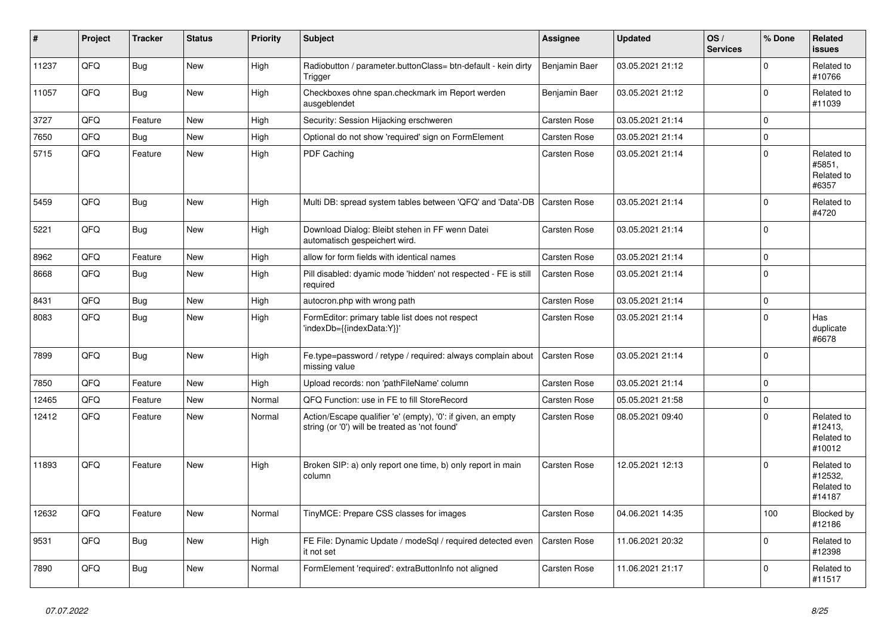| # | Project | Tracker | Status | Priority | Subject | Assignee | Updated | OS / Services | % Done | Related issues |
|---|---|---|---|---|---|---|---|---|---|---|
| 11237 | QFQ | Bug | New | High | Radiobutton / parameter.buttonClass= btn-default - kein dirty Trigger | Benjamin Baer | 03.05.2021 21:12 | | 0 | Related to #10766 |
| 11057 | QFQ | Bug | New | High | Checkboxes ohne span.checkmark im Report werden ausgeblendet | Benjamin Baer | 03.05.2021 21:12 | | 0 | Related to #11039 |
| 3727 | QFQ | Feature | New | High | Security: Session Hijacking erschweren | Carsten Rose | 03.05.2021 21:14 | | 0 | |
| 7650 | QFQ | Bug | New | High | Optional do not show 'required' sign on FormElement | Carsten Rose | 03.05.2021 21:14 | | 0 | |
| 5715 | QFQ | Feature | New | High | PDF Caching | Carsten Rose | 03.05.2021 21:14 | | 0 | Related to #5851, Related to #6357 |
| 5459 | QFQ | Bug | New | High | Multi DB: spread system tables between 'QFQ' and 'Data'-DB | Carsten Rose | 03.05.2021 21:14 | | 0 | Related to #4720 |
| 5221 | QFQ | Bug | New | High | Download Dialog: Bleibt stehen in FF wenn Datei automatisch gespeichert wird. | Carsten Rose | 03.05.2021 21:14 | | 0 | |
| 8962 | QFQ | Feature | New | High | allow for form fields with identical names | Carsten Rose | 03.05.2021 21:14 | | 0 | |
| 8668 | QFQ | Bug | New | High | Pill disabled: dyamic mode 'hidden' not respected - FE is still required | Carsten Rose | 03.05.2021 21:14 | | 0 | |
| 8431 | QFQ | Bug | New | High | autocron.php with wrong path | Carsten Rose | 03.05.2021 21:14 | | 0 | |
| 8083 | QFQ | Bug | New | High | FormEditor: primary table list does not respect 'indexDb={{indexData:Y}}' | Carsten Rose | 03.05.2021 21:14 | | 0 | Has duplicate #6678 |
| 7899 | QFQ | Bug | New | High | Fe.type=password / retype / required: always complain about missing value | Carsten Rose | 03.05.2021 21:14 | | 0 | |
| 7850 | QFQ | Feature | New | High | Upload records: non 'pathFileName' column | Carsten Rose | 03.05.2021 21:14 | | 0 | |
| 12465 | QFQ | Feature | New | Normal | QFQ Function: use in FE to fill StoreRecord | Carsten Rose | 05.05.2021 21:58 | | 0 | |
| 12412 | QFQ | Feature | New | Normal | Action/Escape qualifier 'e' (empty), '0': if given, an empty string (or '0') will be treated as 'not found' | Carsten Rose | 08.05.2021 09:40 | | 0 | Related to #12413, Related to #10012 |
| 11893 | QFQ | Feature | New | High | Broken SIP: a) only report one time, b) only report in main column | Carsten Rose | 12.05.2021 12:13 | | 0 | Related to #12532, Related to #14187 |
| 12632 | QFQ | Feature | New | Normal | TinyMCE: Prepare CSS classes for images | Carsten Rose | 04.06.2021 14:35 | | 100 | Blocked by #12186 |
| 9531 | QFQ | Bug | New | High | FE File: Dynamic Update / modeSql / required detected even it not set | Carsten Rose | 11.06.2021 20:32 | | 0 | Related to #12398 |
| 7890 | QFQ | Bug | New | Normal | FormElement 'required': extraButtonInfo not aligned | Carsten Rose | 11.06.2021 21:17 | | 0 | Related to #11517 |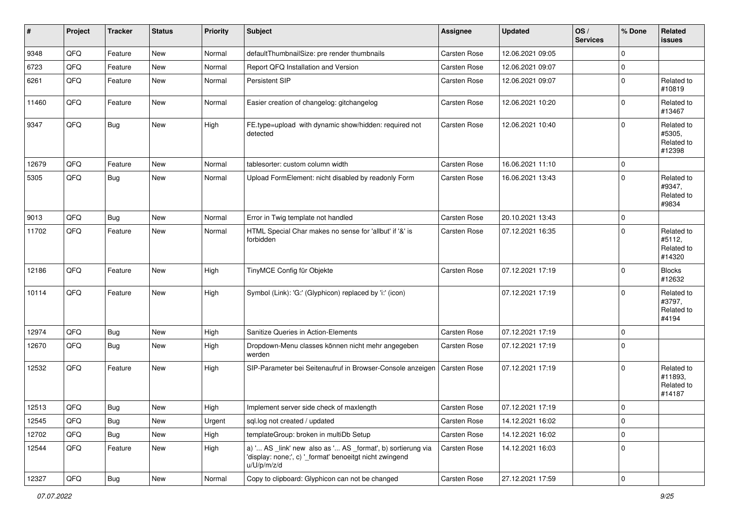| # | Project | Tracker | Status | Priority | Subject | Assignee | Updated | OS / Services | % Done | Related issues |
|---|---|---|---|---|---|---|---|---|---|---|
| 9348 | QFQ | Feature | New | Normal | defaultThumbnailSize: pre render thumbnails | Carsten Rose | 12.06.2021 09:05 | | 0 | |
| 6723 | QFQ | Feature | New | Normal | Report QFQ Installation and Version | Carsten Rose | 12.06.2021 09:07 | | 0 | |
| 6261 | QFQ | Feature | New | Normal | Persistent SIP | Carsten Rose | 12.06.2021 09:07 | | 0 | Related to #10819 |
| 11460 | QFQ | Feature | New | Normal | Easier creation of changelog: gitchangelog | Carsten Rose | 12.06.2021 10:20 | | 0 | Related to #13467 |
| 9347 | QFQ | Bug | New | High | FE.type=upload with dynamic show/hidden: required not detected | Carsten Rose | 12.06.2021 10:40 | | 0 | Related to #5305, Related to #12398 |
| 12679 | QFQ | Feature | New | Normal | tablesorter: custom column width | Carsten Rose | 16.06.2021 11:10 | | 0 | |
| 5305 | QFQ | Bug | New | Normal | Upload FormElement: nicht disabled by readonly Form | Carsten Rose | 16.06.2021 13:43 | | 0 | Related to #9347, Related to #9834 |
| 9013 | QFQ | Bug | New | Normal | Error in Twig template not handled | Carsten Rose | 20.10.2021 13:43 | | 0 | |
| 11702 | QFQ | Feature | New | Normal | HTML Special Char makes no sense for 'allbut' if '&' is forbidden | Carsten Rose | 07.12.2021 16:35 | | 0 | Related to #5112, Related to #14320 |
| 12186 | QFQ | Feature | New | High | TinyMCE Config für Objekte | Carsten Rose | 07.12.2021 17:19 | | 0 | Blocks #12632 |
| 10114 | QFQ | Feature | New | High | Symbol (Link): 'G:' (Glyphicon) replaced by 'i:' (icon) | | 07.12.2021 17:19 | | 0 | Related to #3797, Related to #4194 |
| 12974 | QFQ | Bug | New | High | Sanitize Queries in Action-Elements | Carsten Rose | 07.12.2021 17:19 | | 0 | |
| 12670 | QFQ | Bug | New | High | Dropdown-Menu classes können nicht mehr angegeben werden | Carsten Rose | 07.12.2021 17:19 | | 0 | |
| 12532 | QFQ | Feature | New | High | SIP-Parameter bei Seitenaufruf in Browser-Console anzeigen | Carsten Rose | 07.12.2021 17:19 | | 0 | Related to #11893, Related to #14187 |
| 12513 | QFQ | Bug | New | High | Implement server side check of maxlength | Carsten Rose | 07.12.2021 17:19 | | 0 | |
| 12545 | QFQ | Bug | New | Urgent | sql.log not created / updated | Carsten Rose | 14.12.2021 16:02 | | 0 | |
| 12702 | QFQ | Bug | New | High | templateGroup: broken in multiDb Setup | Carsten Rose | 14.12.2021 16:02 | | 0 | |
| 12544 | QFQ | Feature | New | High | a) '... AS _link' new also as '... AS _format', b) sortierung via 'display: none;', c) '_format' benoeitgt nicht zwingend u/U/p/m/z/d | Carsten Rose | 14.12.2021 16:03 | | 0 | |
| 12327 | QFQ | Bug | New | Normal | Copy to clipboard: Glyphicon can not be changed | Carsten Rose | 27.12.2021 17:59 | | 0 | |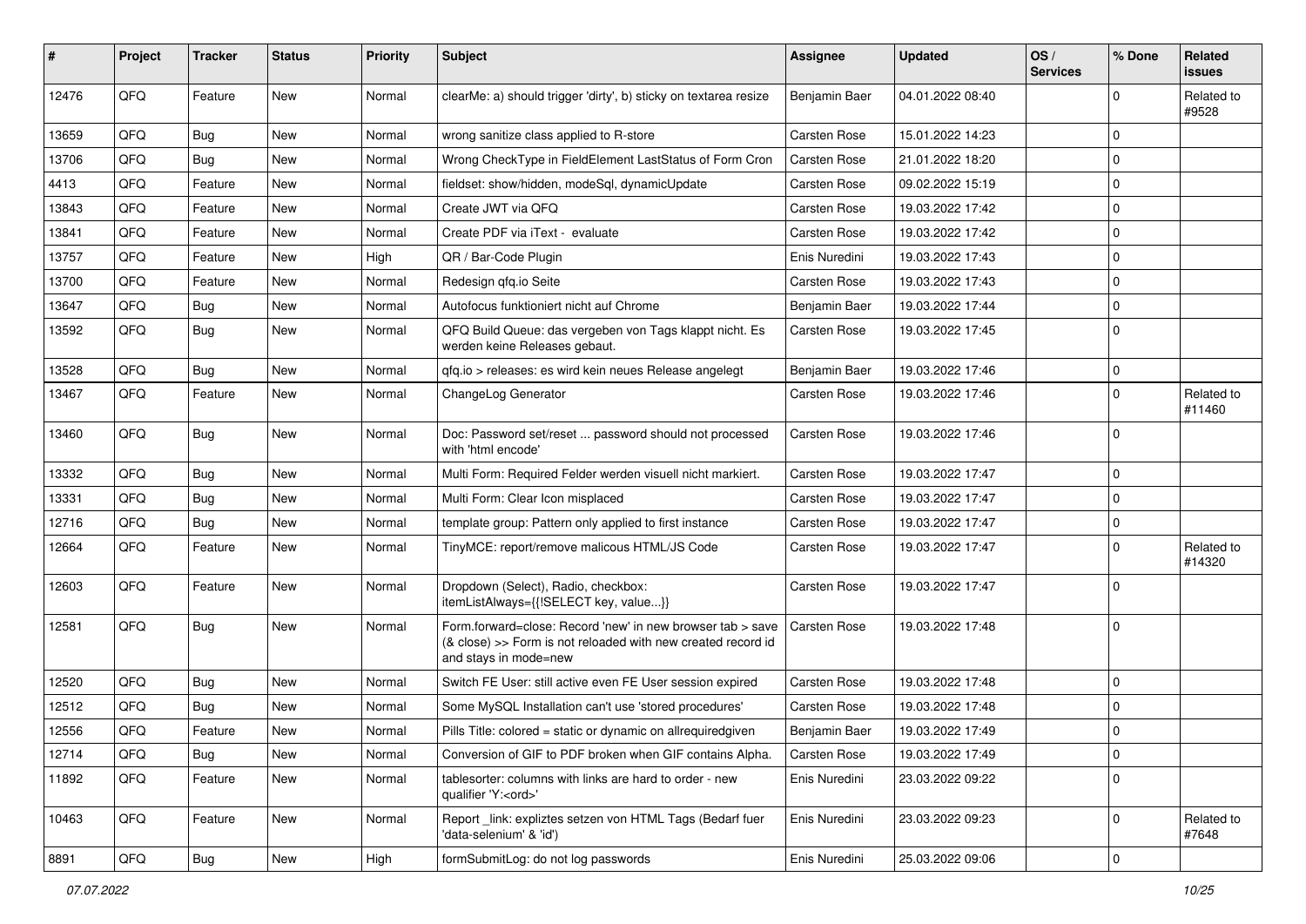| # | Project | Tracker | Status | Priority | Subject | Assignee | Updated | OS / Services | % Done | Related issues |
|---|---|---|---|---|---|---|---|---|---|---|
| 12476 | QFQ | Feature | New | Normal | clearMe: a) should trigger 'dirty', b) sticky on textarea resize | Benjamin Baer | 04.01.2022 08:40 | | 0 | Related to #9528 |
| 13659 | QFQ | Bug | New | Normal | wrong sanitize class applied to R-store | Carsten Rose | 15.01.2022 14:23 | | 0 | |
| 13706 | QFQ | Bug | New | Normal | Wrong CheckType in FieldElement LastStatus of Form Cron | Carsten Rose | 21.01.2022 18:20 | | 0 | |
| 4413 | QFQ | Feature | New | Normal | fieldset: show/hidden, modeSql, dynamicUpdate | Carsten Rose | 09.02.2022 15:19 | | 0 | |
| 13843 | QFQ | Feature | New | Normal | Create JWT via QFQ | Carsten Rose | 19.03.2022 17:42 | | 0 | |
| 13841 | QFQ | Feature | New | Normal | Create PDF via iText - evaluate | Carsten Rose | 19.03.2022 17:42 | | 0 | |
| 13757 | QFQ | Feature | New | High | QR / Bar-Code Plugin | Enis Nuredini | 19.03.2022 17:43 | | 0 | |
| 13700 | QFQ | Feature | New | Normal | Redesign qfq.io Seite | Carsten Rose | 19.03.2022 17:43 | | 0 | |
| 13647 | QFQ | Bug | New | Normal | Autofocus funktioniert nicht auf Chrome | Benjamin Baer | 19.03.2022 17:44 | | 0 | |
| 13592 | QFQ | Bug | New | Normal | QFQ Build Queue: das vergeben von Tags klappt nicht. Es werden keine Releases gebaut. | Carsten Rose | 19.03.2022 17:45 | | 0 | |
| 13528 | QFQ | Bug | New | Normal | qfq.io > releases: es wird kein neues Release angelegt | Benjamin Baer | 19.03.2022 17:46 | | 0 | |
| 13467 | QFQ | Feature | New | Normal | ChangeLog Generator | Carsten Rose | 19.03.2022 17:46 | | 0 | Related to #11460 |
| 13460 | QFQ | Bug | New | Normal | Doc: Password set/reset ... password should not processed with 'html encode' | Carsten Rose | 19.03.2022 17:46 | | 0 | |
| 13332 | QFQ | Bug | New | Normal | Multi Form: Required Felder werden visuell nicht markiert. | Carsten Rose | 19.03.2022 17:47 | | 0 | |
| 13331 | QFQ | Bug | New | Normal | Multi Form: Clear Icon misplaced | Carsten Rose | 19.03.2022 17:47 | | 0 | |
| 12716 | QFQ | Bug | New | Normal | template group: Pattern only applied to first instance | Carsten Rose | 19.03.2022 17:47 | | 0 | |
| 12664 | QFQ | Feature | New | Normal | TinyMCE: report/remove malicous HTML/JS Code | Carsten Rose | 19.03.2022 17:47 | | 0 | Related to #14320 |
| 12603 | QFQ | Feature | New | Normal | Dropdown (Select), Radio, checkbox: itemListAlways={{!SELECT key, value...}} | Carsten Rose | 19.03.2022 17:47 | | 0 | |
| 12581 | QFQ | Bug | New | Normal | Form.forward=close: Record 'new' in new browser tab > save (& close) >> Form is not reloaded with new created record id and stays in mode=new | Carsten Rose | 19.03.2022 17:48 | | 0 | |
| 12520 | QFQ | Bug | New | Normal | Switch FE User: still active even FE User session expired | Carsten Rose | 19.03.2022 17:48 | | 0 | |
| 12512 | QFQ | Bug | New | Normal | Some MySQL Installation can't use 'stored procedures' | Carsten Rose | 19.03.2022 17:48 | | 0 | |
| 12556 | QFQ | Feature | New | Normal | Pills Title: colored = static or dynamic on allrequiredgiven | Benjamin Baer | 19.03.2022 17:49 | | 0 | |
| 12714 | QFQ | Bug | New | Normal | Conversion of GIF to PDF broken when GIF contains Alpha. | Carsten Rose | 19.03.2022 17:49 | | 0 | |
| 11892 | QFQ | Feature | New | Normal | tablesorter: columns with links are hard to order - new qualifier 'Y:<ord>' | Enis Nuredini | 23.03.2022 09:22 | | 0 | |
| 10463 | QFQ | Feature | New | Normal | Report _link: expliztes setzen von HTML Tags (Bedarf fuer 'data-selenium' & 'id') | Enis Nuredini | 23.03.2022 09:23 | | 0 | Related to #7648 |
| 8891 | QFQ | Bug | New | High | formSubmitLog: do not log passwords | Enis Nuredini | 25.03.2022 09:06 | | 0 | |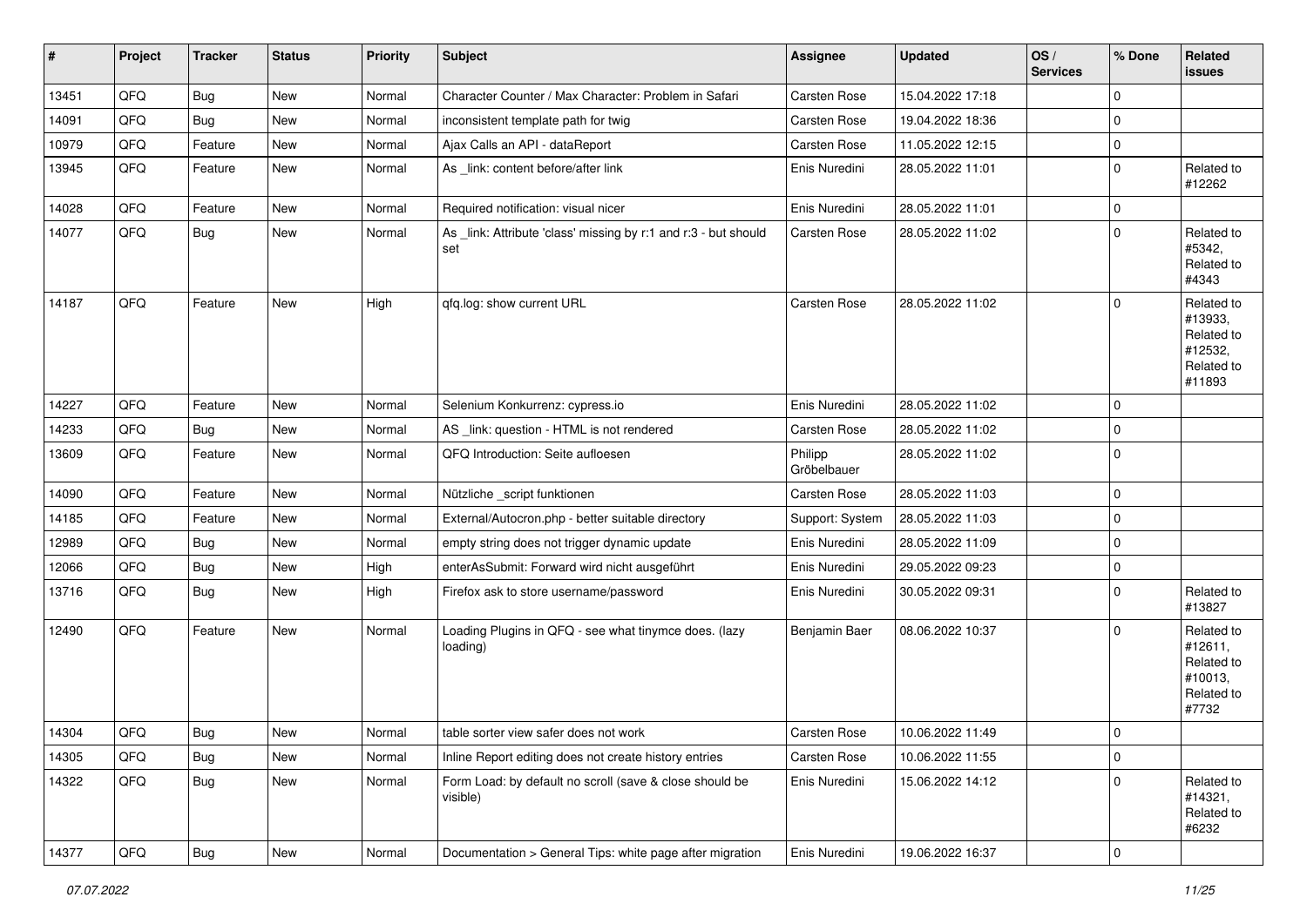| # | Project | Tracker | Status | Priority | Subject | Assignee | Updated | OS / Services | % Done | Related issues |
|---|---|---|---|---|---|---|---|---|---|---|
| 13451 | QFQ | Bug | New | Normal | Character Counter / Max Character: Problem in Safari | Carsten Rose | 15.04.2022 17:18 | | 0 | |
| 14091 | QFQ | Bug | New | Normal | inconsistent template path for twig | Carsten Rose | 19.04.2022 18:36 | | 0 | |
| 10979 | QFQ | Feature | New | Normal | Ajax Calls an API - dataReport | Carsten Rose | 11.05.2022 12:15 | | 0 | |
| 13945 | QFQ | Feature | New | Normal | As _link: content before/after link | Enis Nuredini | 28.05.2022 11:01 | | 0 | Related to #12262 |
| 14028 | QFQ | Feature | New | Normal | Required notification: visual nicer | Enis Nuredini | 28.05.2022 11:01 | | 0 | |
| 14077 | QFQ | Bug | New | Normal | As _link: Attribute 'class' missing by r:1 and r:3 - but should set | Carsten Rose | 28.05.2022 11:02 | | 0 | Related to #5342, Related to #4343 |
| 14187 | QFQ | Feature | New | High | qfq.log: show current URL | Carsten Rose | 28.05.2022 11:02 | | 0 | Related to #13933, Related to #12532, Related to #11893 |
| 14227 | QFQ | Feature | New | Normal | Selenium Konkurrenz: cypress.io | Enis Nuredini | 28.05.2022 11:02 | | 0 | |
| 14233 | QFQ | Bug | New | Normal | AS _link: question - HTML is not rendered | Carsten Rose | 28.05.2022 11:02 | | 0 | |
| 13609 | QFQ | Feature | New | Normal | QFQ Introduction: Seite aufloesen | Philipp Gröbelbauer | 28.05.2022 11:02 | | 0 | |
| 14090 | QFQ | Feature | New | Normal | Nützliche _script funktionen | Carsten Rose | 28.05.2022 11:03 | | 0 | |
| 14185 | QFQ | Feature | New | Normal | External/Autocron.php - better suitable directory | Support: System | 28.05.2022 11:03 | | 0 | |
| 12989 | QFQ | Bug | New | Normal | empty string does not trigger dynamic update | Enis Nuredini | 28.05.2022 11:09 | | 0 | |
| 12066 | QFQ | Bug | New | High | enterAsSubmit: Forward wird nicht ausgeführt | Enis Nuredini | 29.05.2022 09:23 | | 0 | |
| 13716 | QFQ | Bug | New | High | Firefox ask to store username/password | Enis Nuredini | 30.05.2022 09:31 | | 0 | Related to #13827 |
| 12490 | QFQ | Feature | New | Normal | Loading Plugins in QFQ - see what tinymce does. (lazy loading) | Benjamin Baer | 08.06.2022 10:37 | | 0 | Related to #12611, Related to #10013, Related to #7732 |
| 14304 | QFQ | Bug | New | Normal | table sorter view safer does not work | Carsten Rose | 10.06.2022 11:49 | | 0 | |
| 14305 | QFQ | Bug | New | Normal | Inline Report editing does not create history entries | Carsten Rose | 10.06.2022 11:55 | | 0 | |
| 14322 | QFQ | Bug | New | Normal | Form Load: by default no scroll (save & close should be visible) | Enis Nuredini | 15.06.2022 14:12 | | 0 | Related to #14321, Related to #6232 |
| 14377 | QFQ | Bug | New | Normal | Documentation > General Tips: white page after migration | Enis Nuredini | 19.06.2022 16:37 | | 0 | |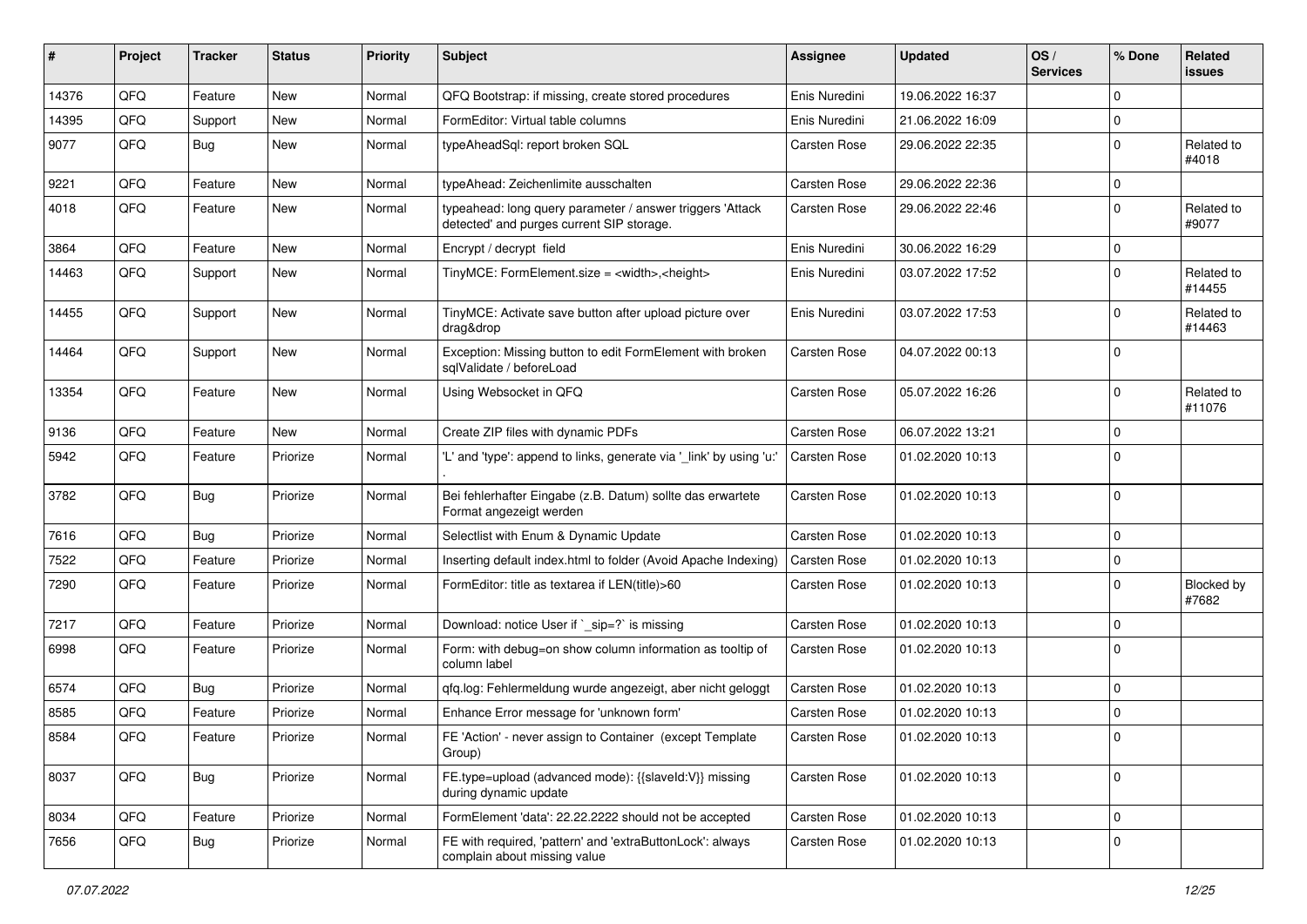| # | Project | Tracker | Status | Priority | Subject | Assignee | Updated | OS / Services | % Done | Related issues |
|---|---|---|---|---|---|---|---|---|---|---|
| 14376 | QFQ | Feature | New | Normal | QFQ Bootstrap: if missing, create stored procedures | Enis Nuredini | 19.06.2022 16:37 | | 0 | |
| 14395 | QFQ | Support | New | Normal | FormEditor: Virtual table columns | Enis Nuredini | 21.06.2022 16:09 | | 0 | |
| 9077 | QFQ | Bug | New | Normal | typeAheadSql: report broken SQL | Carsten Rose | 29.06.2022 22:35 | | 0 | Related to #4018 |
| 9221 | QFQ | Feature | New | Normal | typeAhead: Zeichenlimite ausschalten | Carsten Rose | 29.06.2022 22:36 | | 0 | |
| 4018 | QFQ | Feature | New | Normal | typeahead: long query parameter / answer triggers 'Attack detected' and purges current SIP storage. | Carsten Rose | 29.06.2022 22:46 | | 0 | Related to #9077 |
| 3864 | QFQ | Feature | New | Normal | Encrypt / decrypt field | Enis Nuredini | 30.06.2022 16:29 | | 0 | |
| 14463 | QFQ | Support | New | Normal | TinyMCE: FormElement.size = <width>,<height> | Enis Nuredini | 03.07.2022 17:52 | | 0 | Related to #14455 |
| 14455 | QFQ | Support | New | Normal | TinyMCE: Activate save button after upload picture over drag&drop | Enis Nuredini | 03.07.2022 17:53 | | 0 | Related to #14463 |
| 14464 | QFQ | Support | New | Normal | Exception: Missing button to edit FormElement with broken sqlValidate / beforeLoad | Carsten Rose | 04.07.2022 00:13 | | 0 | |
| 13354 | QFQ | Feature | New | Normal | Using Websocket in QFQ | Carsten Rose | 05.07.2022 16:26 | | 0 | Related to #11076 |
| 9136 | QFQ | Feature | New | Normal | Create ZIP files with dynamic PDFs | Carsten Rose | 06.07.2022 13:21 | | 0 | |
| 5942 | QFQ | Feature | Priorize | Normal | 'L' and 'type': append to links, generate via '_link' by using 'u:' . | Carsten Rose | 01.02.2020 10:13 | | 0 | |
| 3782 | QFQ | Bug | Priorize | Normal | Bei fehlerhafter Eingabe (z.B. Datum) sollte das erwartete Format angezeigt werden | Carsten Rose | 01.02.2020 10:13 | | 0 | |
| 7616 | QFQ | Bug | Priorize | Normal | Selectlist with Enum & Dynamic Update | Carsten Rose | 01.02.2020 10:13 | | 0 | |
| 7522 | QFQ | Feature | Priorize | Normal | Inserting default index.html to folder (Avoid Apache Indexing) | Carsten Rose | 01.02.2020 10:13 | | 0 | |
| 7290 | QFQ | Feature | Priorize | Normal | FormEditor: title as textarea if LEN(title)>60 | Carsten Rose | 01.02.2020 10:13 | | 0 | Blocked by #7682 |
| 7217 | QFQ | Feature | Priorize | Normal | Download: notice User if `_sip=?` is missing | Carsten Rose | 01.02.2020 10:13 | | 0 | |
| 6998 | QFQ | Feature | Priorize | Normal | Form: with debug=on show column information as tooltip of column label | Carsten Rose | 01.02.2020 10:13 | | 0 | |
| 6574 | QFQ | Bug | Priorize | Normal | qfq.log: Fehlermeldung wurde angezeigt, aber nicht geloggt | Carsten Rose | 01.02.2020 10:13 | | 0 | |
| 8585 | QFQ | Feature | Priorize | Normal | Enhance Error message for 'unknown form' | Carsten Rose | 01.02.2020 10:13 | | 0 | |
| 8584 | QFQ | Feature | Priorize | Normal | FE 'Action' - never assign to Container (except Template Group) | Carsten Rose | 01.02.2020 10:13 | | 0 | |
| 8037 | QFQ | Bug | Priorize | Normal | FE.type=upload (advanced mode): {{slaveId:V}} missing during dynamic update | Carsten Rose | 01.02.2020 10:13 | | 0 | |
| 8034 | QFQ | Feature | Priorize | Normal | FormElement 'data': 22.22.2222 should not be accepted | Carsten Rose | 01.02.2020 10:13 | | 0 | |
| 7656 | QFQ | Bug | Priorize | Normal | FE with required, 'pattern' and 'extraButtonLock': always complain about missing value | Carsten Rose | 01.02.2020 10:13 | | 0 | |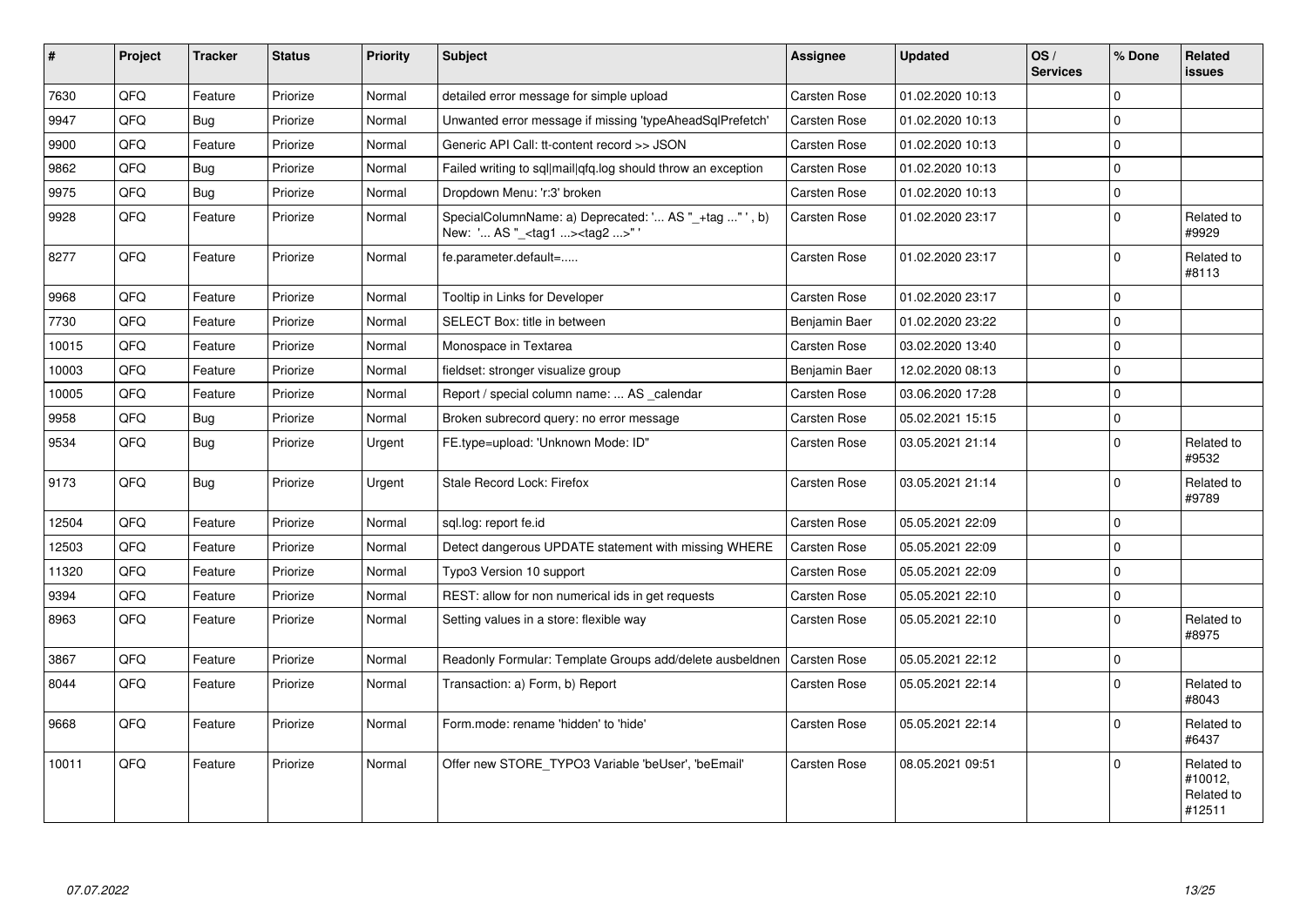| # | Project | Tracker | Status | Priority | Subject | Assignee | Updated | OS / Services | % Done | Related issues |
|---|---|---|---|---|---|---|---|---|---|---|
| 7630 | QFQ | Feature | Priorize | Normal | detailed error message for simple upload | Carsten Rose | 01.02.2020 10:13 | | 0 | |
| 9947 | QFQ | Bug | Priorize | Normal | Unwanted error message if missing 'typeAheadSqlPrefetch' | Carsten Rose | 01.02.2020 10:13 | | 0 | |
| 9900 | QFQ | Feature | Priorize | Normal | Generic API Call: tt-content record >> JSON | Carsten Rose | 01.02.2020 10:13 | | 0 | |
| 9862 | QFQ | Bug | Priorize | Normal | Failed writing to sql\|mail\|qfq.log should throw an exception | Carsten Rose | 01.02.2020 10:13 | | 0 | |
| 9975 | QFQ | Bug | Priorize | Normal | Dropdown Menu: 'r:3' broken | Carsten Rose | 01.02.2020 10:13 | | 0 | |
| 9928 | QFQ | Feature | Priorize | Normal | SpecialColumnName: a) Deprecated: '... AS "_+tag ..." ', b) New: '... AS "_<tag1 ...><tag2 ...>" ' | Carsten Rose | 01.02.2020 23:17 | | 0 | Related to #9929 |
| 8277 | QFQ | Feature | Priorize | Normal | fe.parameter.default=..... | Carsten Rose | 01.02.2020 23:17 | | 0 | Related to #8113 |
| 9968 | QFQ | Feature | Priorize | Normal | Tooltip in Links for Developer | Carsten Rose | 01.02.2020 23:17 | | 0 | |
| 7730 | QFQ | Feature | Priorize | Normal | SELECT Box: title in between | Benjamin Baer | 01.02.2020 23:22 | | 0 | |
| 10015 | QFQ | Feature | Priorize | Normal | Monospace in Textarea | Carsten Rose | 03.02.2020 13:40 | | 0 | |
| 10003 | QFQ | Feature | Priorize | Normal | fieldset: stronger visualize group | Benjamin Baer | 12.02.2020 08:13 | | 0 | |
| 10005 | QFQ | Feature | Priorize | Normal | Report / special column name: ... AS _calendar | Carsten Rose | 03.06.2020 17:28 | | 0 | |
| 9958 | QFQ | Bug | Priorize | Normal | Broken subrecord query: no error message | Carsten Rose | 05.02.2021 15:15 | | 0 | |
| 9534 | QFQ | Bug | Priorize | Urgent | FE.type=upload: 'Unknown Mode: ID" | Carsten Rose | 03.05.2021 21:14 | | 0 | Related to #9532 |
| 9173 | QFQ | Bug | Priorize | Urgent | Stale Record Lock: Firefox | Carsten Rose | 03.05.2021 21:14 | | 0 | Related to #9789 |
| 12504 | QFQ | Feature | Priorize | Normal | sql.log: report fe.id | Carsten Rose | 05.05.2021 22:09 | | 0 | |
| 12503 | QFQ | Feature | Priorize | Normal | Detect dangerous UPDATE statement with missing WHERE | Carsten Rose | 05.05.2021 22:09 | | 0 | |
| 11320 | QFQ | Feature | Priorize | Normal | Typo3 Version 10 support | Carsten Rose | 05.05.2021 22:09 | | 0 | |
| 9394 | QFQ | Feature | Priorize | Normal | REST: allow for non numerical ids in get requests | Carsten Rose | 05.05.2021 22:10 | | 0 | |
| 8963 | QFQ | Feature | Priorize | Normal | Setting values in a store: flexible way | Carsten Rose | 05.05.2021 22:10 | | 0 | Related to #8975 |
| 3867 | QFQ | Feature | Priorize | Normal | Readonly Formular: Template Groups add/delete ausbeldnen | Carsten Rose | 05.05.2021 22:12 | | 0 | |
| 8044 | QFQ | Feature | Priorize | Normal | Transaction: a) Form, b) Report | Carsten Rose | 05.05.2021 22:14 | | 0 | Related to #8043 |
| 9668 | QFQ | Feature | Priorize | Normal | Form.mode: rename 'hidden' to 'hide' | Carsten Rose | 05.05.2021 22:14 | | 0 | Related to #6437 |
| 10011 | QFQ | Feature | Priorize | Normal | Offer new STORE_TYPO3 Variable 'beUser', 'beEmail' | Carsten Rose | 08.05.2021 09:51 | | 0 | Related to #10012, Related to #12511 |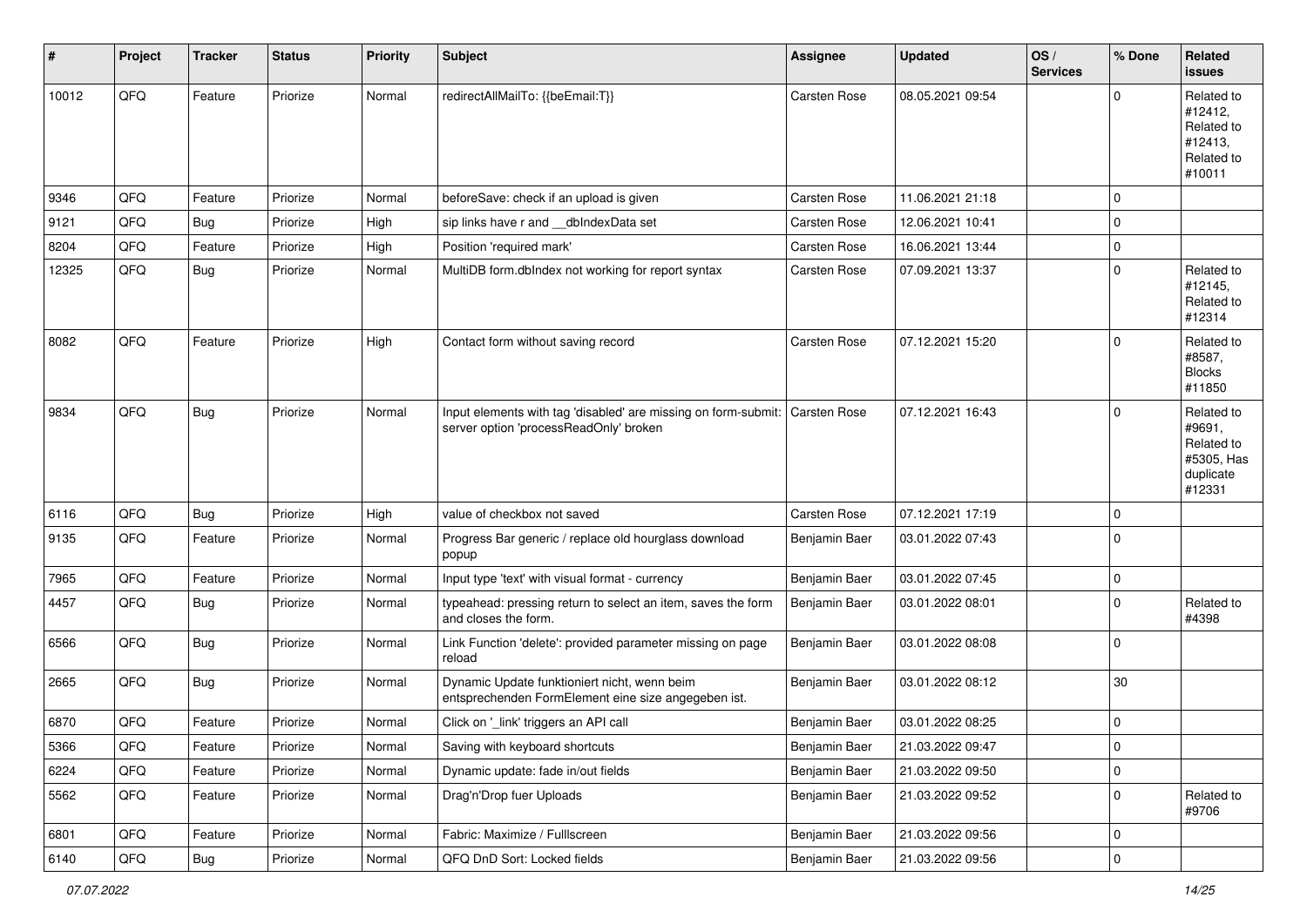| # | Project | Tracker | Status | Priority | Subject | Assignee | Updated | OS / Services | % Done | Related issues |
|---|---|---|---|---|---|---|---|---|---|---|
| 10012 | QFQ | Feature | Priorize | Normal | redirectAllMailTo: {{beEmail:T}} | Carsten Rose | 08.05.2021 09:54 | | 0 | Related to #12412, Related to #12413, Related to #10011 |
| 9346 | QFQ | Feature | Priorize | Normal | beforeSave: check if an upload is given | Carsten Rose | 11.06.2021 21:18 | | 0 | |
| 9121 | QFQ | Bug | Priorize | High | sip links have r and __dbIndexData set | Carsten Rose | 12.06.2021 10:41 | | 0 | |
| 8204 | QFQ | Feature | Priorize | High | Position 'required mark' | Carsten Rose | 16.06.2021 13:44 | | 0 | |
| 12325 | QFQ | Bug | Priorize | Normal | MultiDB form.dbIndex not working for report syntax | Carsten Rose | 07.09.2021 13:37 | | 0 | Related to #12145, Related to #12314 |
| 8082 | QFQ | Feature | Priorize | High | Contact form without saving record | Carsten Rose | 07.12.2021 15:20 | | 0 | Related to #8587, Blocks #11850 |
| 9834 | QFQ | Bug | Priorize | Normal | Input elements with tag 'disabled' are missing on form-submit: server option 'processReadOnly' broken | Carsten Rose | 07.12.2021 16:43 | | 0 | Related to #9691, Related to #5305, Has duplicate #12331 |
| 6116 | QFQ | Bug | Priorize | High | value of checkbox not saved | Carsten Rose | 07.12.2021 17:19 | | 0 | |
| 9135 | QFQ | Feature | Priorize | Normal | Progress Bar generic / replace old hourglass download popup | Benjamin Baer | 03.01.2022 07:43 | | 0 | |
| 7965 | QFQ | Feature | Priorize | Normal | Input type 'text' with visual format - currency | Benjamin Baer | 03.01.2022 07:45 | | 0 | |
| 4457 | QFQ | Bug | Priorize | Normal | typeahead: pressing return to select an item, saves the form and closes the form. | Benjamin Baer | 03.01.2022 08:01 | | 0 | Related to #4398 |
| 6566 | QFQ | Bug | Priorize | Normal | Link Function 'delete': provided parameter missing on page reload | Benjamin Baer | 03.01.2022 08:08 | | 0 | |
| 2665 | QFQ | Bug | Priorize | Normal | Dynamic Update funktioniert nicht, wenn beim entsprechenden FormElement eine size angegeben ist. | Benjamin Baer | 03.01.2022 08:12 | | 30 | |
| 6870 | QFQ | Feature | Priorize | Normal | Click on '_link' triggers an API call | Benjamin Baer | 03.01.2022 08:25 | | 0 | |
| 5366 | QFQ | Feature | Priorize | Normal | Saving with keyboard shortcuts | Benjamin Baer | 21.03.2022 09:47 | | 0 | |
| 6224 | QFQ | Feature | Priorize | Normal | Dynamic update: fade in/out fields | Benjamin Baer | 21.03.2022 09:50 | | 0 | |
| 5562 | QFQ | Feature | Priorize | Normal | Drag'n'Drop fuer Uploads | Benjamin Baer | 21.03.2022 09:52 | | 0 | Related to #9706 |
| 6801 | QFQ | Feature | Priorize | Normal | Fabric: Maximize / Fulllscreen | Benjamin Baer | 21.03.2022 09:56 | | 0 | |
| 6140 | QFQ | Bug | Priorize | Normal | QFQ DnD Sort: Locked fields | Benjamin Baer | 21.03.2022 09:56 | | 0 | |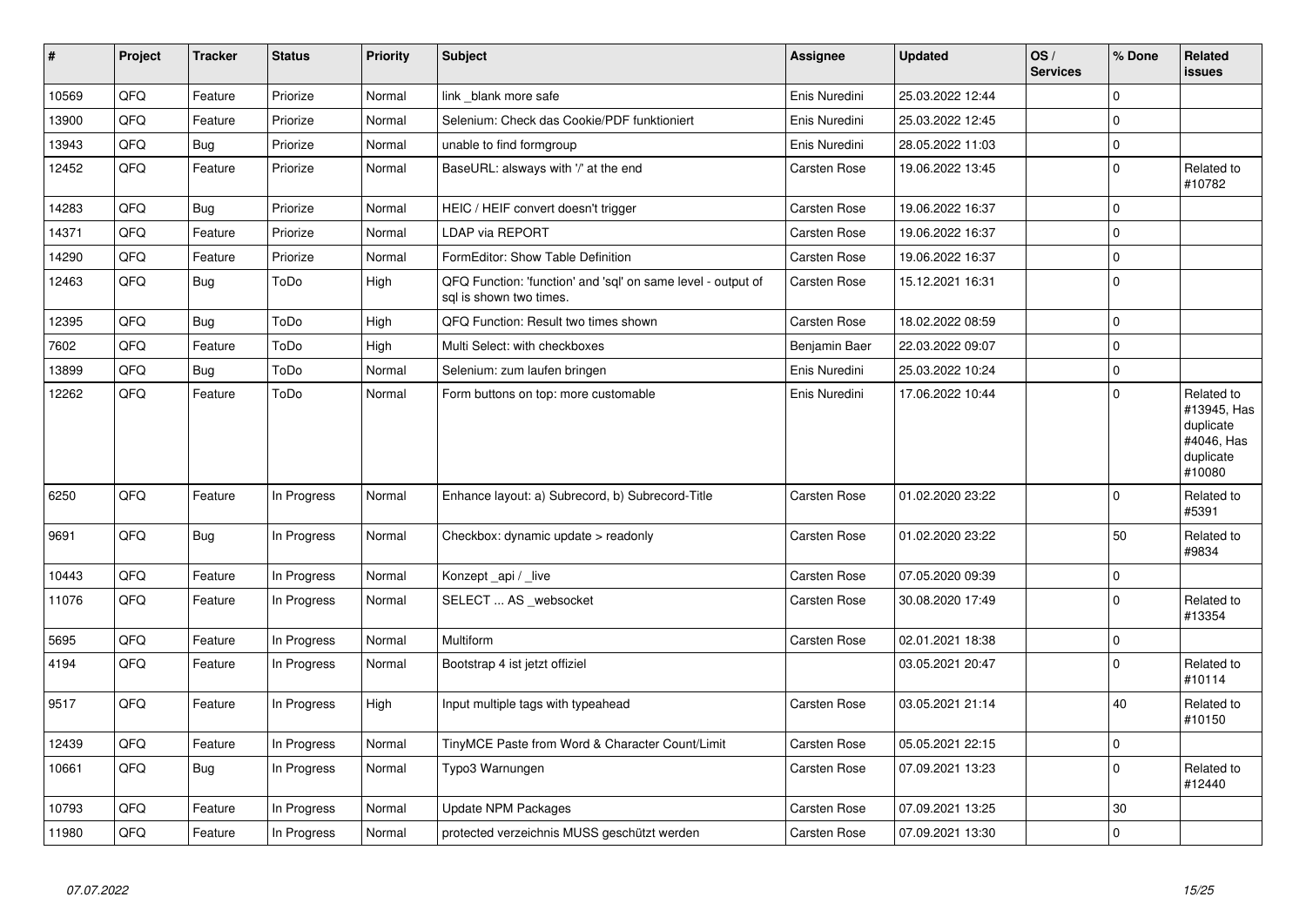| # | Project | Tracker | Status | Priority | Subject | Assignee | Updated | OS / Services | % Done | Related issues |
|---|---|---|---|---|---|---|---|---|---|---|
| 10569 | QFQ | Feature | Priorize | Normal | link _blank more safe | Enis Nuredini | 25.03.2022 12:44 | | 0 | |
| 13900 | QFQ | Feature | Priorize | Normal | Selenium: Check das Cookie/PDF funktioniert | Enis Nuredini | 25.03.2022 12:45 | | 0 | |
| 13943 | QFQ | Bug | Priorize | Normal | unable to find formgroup | Enis Nuredini | 28.05.2022 11:03 | | 0 | |
| 12452 | QFQ | Feature | Priorize | Normal | BaseURL: alsways with '/' at the end | Carsten Rose | 19.06.2022 13:45 | | 0 | Related to #10782 |
| 14283 | QFQ | Bug | Priorize | Normal | HEIC / HEIF convert doesn't trigger | Carsten Rose | 19.06.2022 16:37 | | 0 | |
| 14371 | QFQ | Feature | Priorize | Normal | LDAP via REPORT | Carsten Rose | 19.06.2022 16:37 | | 0 | |
| 14290 | QFQ | Feature | Priorize | Normal | FormEditor: Show Table Definition | Carsten Rose | 19.06.2022 16:37 | | 0 | |
| 12463 | QFQ | Bug | ToDo | High | QFQ Function: 'function' and 'sql' on same level - output of sql is shown two times. | Carsten Rose | 15.12.2021 16:31 | | 0 | |
| 12395 | QFQ | Bug | ToDo | High | QFQ Function: Result two times shown | Carsten Rose | 18.02.2022 08:59 | | 0 | |
| 7602 | QFQ | Feature | ToDo | High | Multi Select: with checkboxes | Benjamin Baer | 22.03.2022 09:07 | | 0 | |
| 13899 | QFQ | Bug | ToDo | Normal | Selenium: zum laufen bringen | Enis Nuredini | 25.03.2022 10:24 | | 0 | |
| 12262 | QFQ | Feature | ToDo | Normal | Form buttons on top: more customable | Enis Nuredini | 17.06.2022 10:44 | | 0 | Related to #13945, Has duplicate #4046, Has duplicate #10080 |
| 6250 | QFQ | Feature | In Progress | Normal | Enhance layout: a) Subrecord, b) Subrecord-Title | Carsten Rose | 01.02.2020 23:22 | | 0 | Related to #5391 |
| 9691 | QFQ | Bug | In Progress | Normal | Checkbox: dynamic update > readonly | Carsten Rose | 01.02.2020 23:22 | | 50 | Related to #9834 |
| 10443 | QFQ | Feature | In Progress | Normal | Konzept _api / _live | Carsten Rose | 07.05.2020 09:39 | | 0 | |
| 11076 | QFQ | Feature | In Progress | Normal | SELECT ... AS _websocket | Carsten Rose | 30.08.2020 17:49 | | 0 | Related to #13354 |
| 5695 | QFQ | Feature | In Progress | Normal | Multiform | Carsten Rose | 02.01.2021 18:38 | | 0 | |
| 4194 | QFQ | Feature | In Progress | Normal | Bootstrap 4 ist jetzt offiziel | | 03.05.2021 20:47 | | 0 | Related to #10114 |
| 9517 | QFQ | Feature | In Progress | High | Input multiple tags with typeahead | Carsten Rose | 03.05.2021 21:14 | | 40 | Related to #10150 |
| 12439 | QFQ | Feature | In Progress | Normal | TinyMCE Paste from Word & Character Count/Limit | Carsten Rose | 05.05.2021 22:15 | | 0 | |
| 10661 | QFQ | Bug | In Progress | Normal | Typo3 Warnungen | Carsten Rose | 07.09.2021 13:23 | | 0 | Related to #12440 |
| 10793 | QFQ | Feature | In Progress | Normal | Update NPM Packages | Carsten Rose | 07.09.2021 13:25 | | 30 | |
| 11980 | QFQ | Feature | In Progress | Normal | protected verzeichnis MUSS geschützt werden | Carsten Rose | 07.09.2021 13:30 | | 0 | |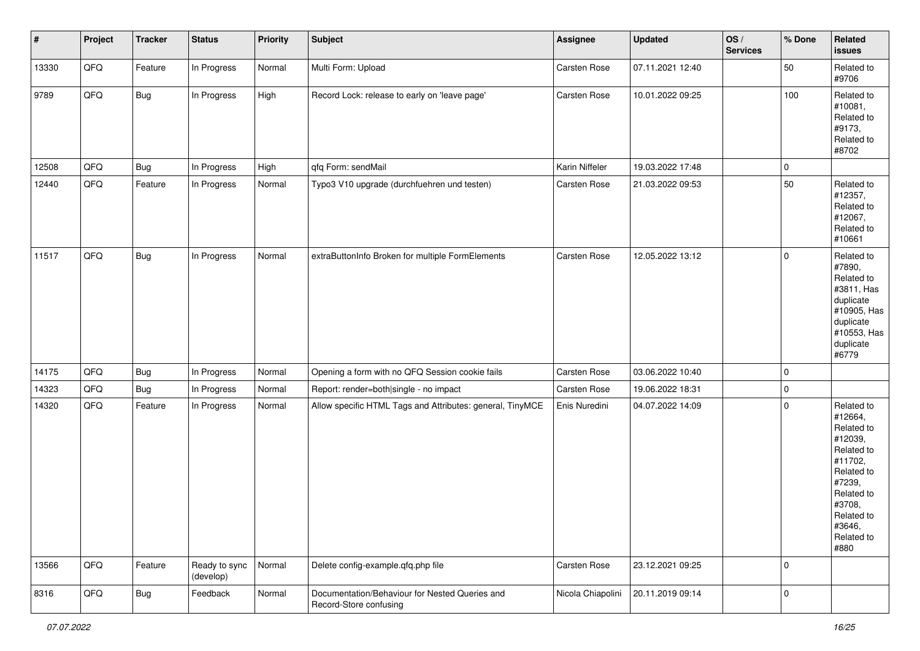| # | Project | Tracker | Status | Priority | Subject | Assignee | Updated | OS / Services | % Done | Related issues |
|---|---|---|---|---|---|---|---|---|---|---|
| 13330 | QFQ | Feature | In Progress | Normal | Multi Form: Upload | Carsten Rose | 07.11.2021 12:40 | | 50 | Related to #9706 |
| 9789 | QFQ | Bug | In Progress | High | Record Lock: release to early on 'leave page' | Carsten Rose | 10.01.2022 09:25 | | 100 | Related to #10081, Related to #9173, Related to #8702 |
| 12508 | QFQ | Bug | In Progress | High | qfq Form: sendMail | Karin Niffeler | 19.03.2022 17:48 | | 0 | |
| 12440 | QFQ | Feature | In Progress | Normal | Typo3 V10 upgrade (durchfuehren und testen) | Carsten Rose | 21.03.2022 09:53 | | 50 | Related to #12357, Related to #12067, Related to #10661 |
| 11517 | QFQ | Bug | In Progress | Normal | extraButtonInfo Broken for multiple FormElements | Carsten Rose | 12.05.2022 13:12 | | 0 | Related to #7890, Related to #3811, Has duplicate #10905, Has duplicate #10553, Has duplicate #6779 |
| 14175 | QFQ | Bug | In Progress | Normal | Opening a form with no QFQ Session cookie fails | Carsten Rose | 03.06.2022 10:40 | | 0 | |
| 14323 | QFQ | Bug | In Progress | Normal | Report: render=both\|single - no impact | Carsten Rose | 19.06.2022 18:31 | | 0 | |
| 14320 | QFQ | Feature | In Progress | Normal | Allow specific HTML Tags and Attributes: general, TinyMCE | Enis Nuredini | 04.07.2022 14:09 | | 0 | Related to #12664, Related to #12039, Related to #11702, Related to #7239, Related to #3708, Related to #3646, Related to #880 |
| 13566 | QFQ | Feature | Ready to sync (develop) | Normal | Delete config-example.qfq.php file | Carsten Rose | 23.12.2021 09:25 | | 0 | |
| 8316 | QFQ | Bug | Feedback | Normal | Documentation/Behaviour for Nested Queries and Record-Store confusing | Nicola Chiapolini | 20.11.2019 09:14 | | 0 | |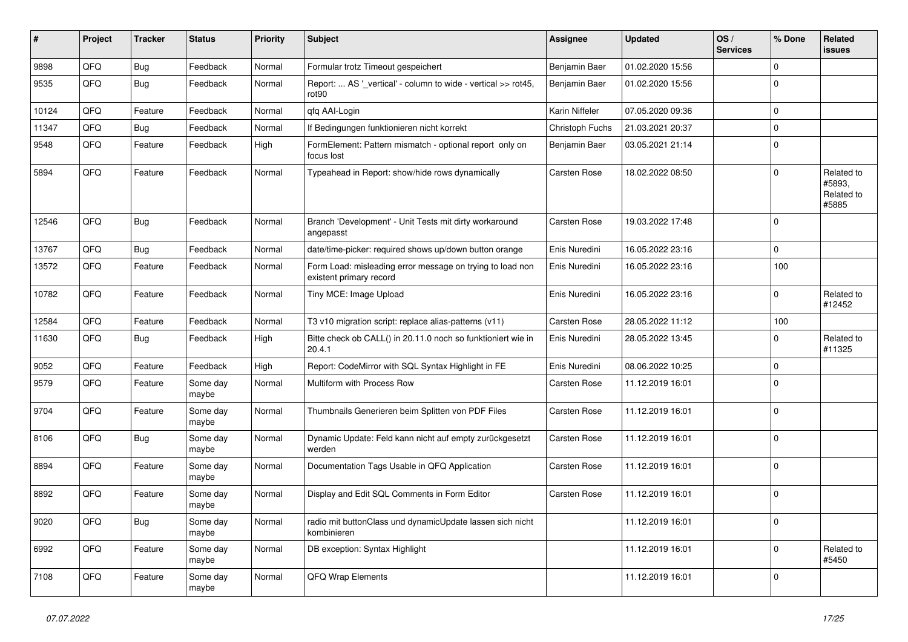| # | Project | Tracker | Status | Priority | Subject | Assignee | Updated | OS / Services | % Done | Related issues |
|---|---|---|---|---|---|---|---|---|---|---|
| 9898 | QFQ | Bug | Feedback | Normal | Formular trotz Timeout gespeichert | Benjamin Baer | 01.02.2020 15:56 | | 0 | |
| 9535 | QFQ | Bug | Feedback | Normal | Report: ... AS '_vertical' - column to wide - vertical >> rot45, rot90 | Benjamin Baer | 01.02.2020 15:56 | | 0 | |
| 10124 | QFQ | Feature | Feedback | Normal | qfq AAI-Login | Karin Niffeler | 07.05.2020 09:36 | | 0 | |
| 11347 | QFQ | Bug | Feedback | Normal | If Bedingungen funktionieren nicht korrekt | Christoph Fuchs | 21.03.2021 20:37 | | 0 | |
| 9548 | QFQ | Feature | Feedback | High | FormElement: Pattern mismatch - optional report only on focus lost | Benjamin Baer | 03.05.2021 21:14 | | 0 | |
| 5894 | QFQ | Feature | Feedback | Normal | Typeahead in Report: show/hide rows dynamically | Carsten Rose | 18.02.2022 08:50 | | 0 | Related to #5893, Related to #5885 |
| 12546 | QFQ | Bug | Feedback | Normal | Branch 'Development' - Unit Tests mit dirty workaround angepasst | Carsten Rose | 19.03.2022 17:48 | | 0 | |
| 13767 | QFQ | Bug | Feedback | Normal | date/time-picker: required shows up/down button orange | Enis Nuredini | 16.05.2022 23:16 | | 0 | |
| 13572 | QFQ | Feature | Feedback | Normal | Form Load: misleading error message on trying to load non existent primary record | Enis Nuredini | 16.05.2022 23:16 | | 100 | |
| 10782 | QFQ | Feature | Feedback | Normal | Tiny MCE: Image Upload | Enis Nuredini | 16.05.2022 23:16 | | 0 | Related to #12452 |
| 12584 | QFQ | Feature | Feedback | Normal | T3 v10 migration script: replace alias-patterns (v11) | Carsten Rose | 28.05.2022 11:12 | | 100 | |
| 11630 | QFQ | Bug | Feedback | High | Bitte check ob CALL() in 20.11.0 noch so funktioniert wie in 20.4.1 | Enis Nuredini | 28.05.2022 13:45 | | 0 | Related to #11325 |
| 9052 | QFQ | Feature | Feedback | High | Report: CodeMirror with SQL Syntax Highlight in FE | Enis Nuredini | 08.06.2022 10:25 | | 0 | |
| 9579 | QFQ | Feature | Some day maybe | Normal | Multiform with Process Row | Carsten Rose | 11.12.2019 16:01 | | 0 | |
| 9704 | QFQ | Feature | Some day maybe | Normal | Thumbnails Generieren beim Splitten von PDF Files | Carsten Rose | 11.12.2019 16:01 | | 0 | |
| 8106 | QFQ | Bug | Some day maybe | Normal | Dynamic Update: Feld kann nicht auf empty zurückgesetzt werden | Carsten Rose | 11.12.2019 16:01 | | 0 | |
| 8894 | QFQ | Feature | Some day maybe | Normal | Documentation Tags Usable in QFQ Application | Carsten Rose | 11.12.2019 16:01 | | 0 | |
| 8892 | QFQ | Feature | Some day maybe | Normal | Display and Edit SQL Comments in Form Editor | Carsten Rose | 11.12.2019 16:01 | | 0 | |
| 9020 | QFQ | Bug | Some day maybe | Normal | radio mit buttonClass und dynamicUpdate lassen sich nicht kombinieren | | 11.12.2019 16:01 | | 0 | |
| 6992 | QFQ | Feature | Some day maybe | Normal | DB exception: Syntax Highlight | | 11.12.2019 16:01 | | 0 | Related to #5450 |
| 7108 | QFQ | Feature | Some day maybe | Normal | QFQ Wrap Elements | | 11.12.2019 16:01 | | 0 | |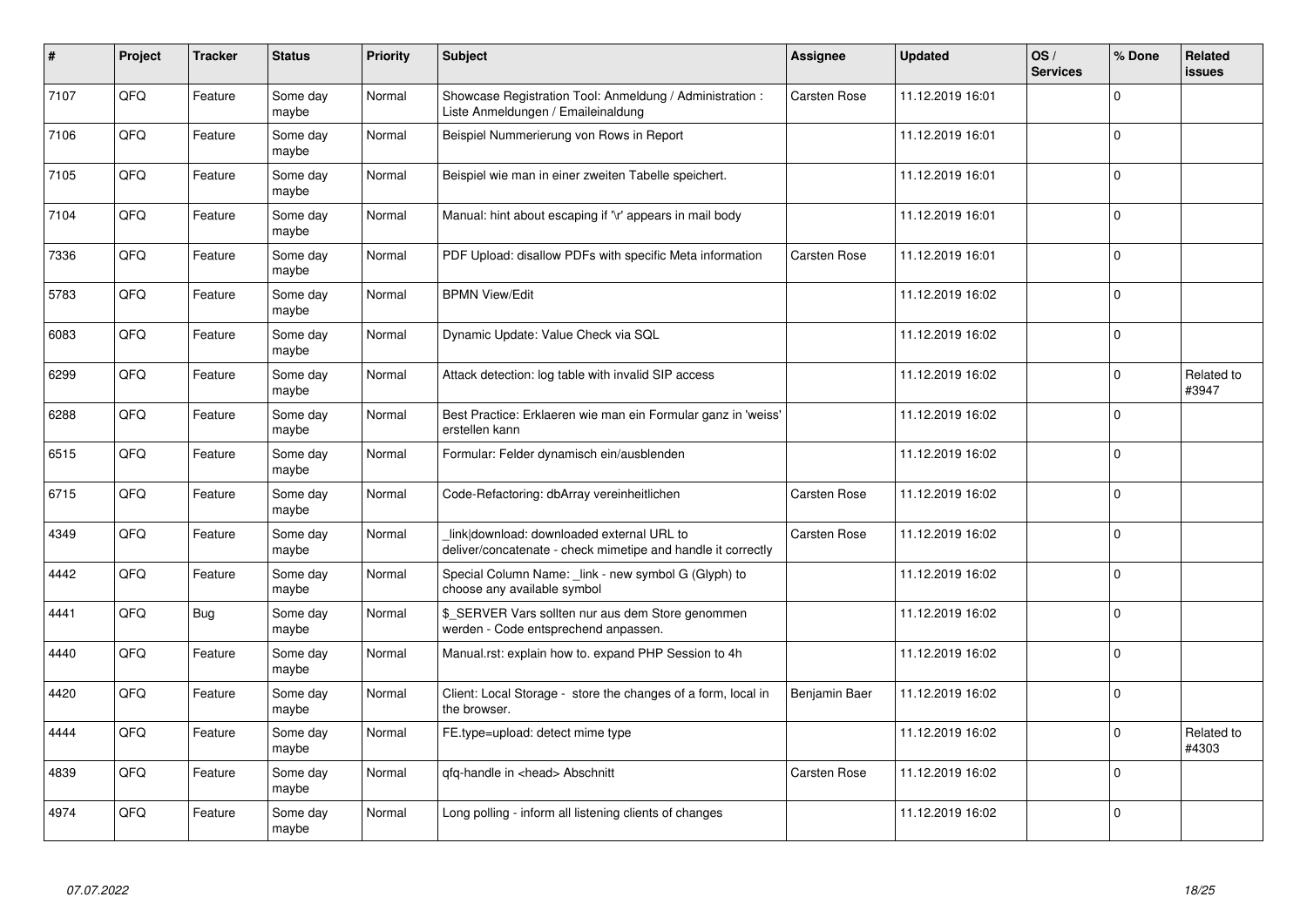| # | Project | Tracker | Status | Priority | Subject | Assignee | Updated | OS / Services | % Done | Related issues |
|---|---|---|---|---|---|---|---|---|---|---|
| 7107 | QFQ | Feature | Some day maybe | Normal | Showcase Registration Tool: Anmeldung / Administration : Liste Anmeldungen / Emaileinaldung | Carsten Rose | 11.12.2019 16:01 | | 0 | |
| 7106 | QFQ | Feature | Some day maybe | Normal | Beispiel Nummerierung von Rows in Report | | 11.12.2019 16:01 | | 0 | |
| 7105 | QFQ | Feature | Some day maybe | Normal | Beispiel wie man in einer zweiten Tabelle speichert. | | 11.12.2019 16:01 | | 0 | |
| 7104 | QFQ | Feature | Some day maybe | Normal | Manual: hint about escaping if '\r' appears in mail body | | 11.12.2019 16:01 | | 0 | |
| 7336 | QFQ | Feature | Some day maybe | Normal | PDF Upload: disallow PDFs with specific Meta information | Carsten Rose | 11.12.2019 16:01 | | 0 | |
| 5783 | QFQ | Feature | Some day maybe | Normal | BPMN View/Edit | | 11.12.2019 16:02 | | 0 | |
| 6083 | QFQ | Feature | Some day maybe | Normal | Dynamic Update: Value Check via SQL | | 11.12.2019 16:02 | | 0 | |
| 6299 | QFQ | Feature | Some day maybe | Normal | Attack detection: log table with invalid SIP access | | 11.12.2019 16:02 | | 0 | Related to #3947 |
| 6288 | QFQ | Feature | Some day maybe | Normal | Best Practice: Erklaeren wie man ein Formular ganz in 'weiss' erstellen kann | | 11.12.2019 16:02 | | 0 | |
| 6515 | QFQ | Feature | Some day maybe | Normal | Formular: Felder dynamisch ein/ausblenden | | 11.12.2019 16:02 | | 0 | |
| 6715 | QFQ | Feature | Some day maybe | Normal | Code-Refactoring: dbArray vereinheitlichen | Carsten Rose | 11.12.2019 16:02 | | 0 | |
| 4349 | QFQ | Feature | Some day maybe | Normal | _link\|download: downloaded external URL to deliver/concatenate - check mimetipe and handle it correctly | Carsten Rose | 11.12.2019 16:02 | | 0 | |
| 4442 | QFQ | Feature | Some day maybe | Normal | Special Column Name: _link - new symbol G (Glyph) to choose any available symbol | | 11.12.2019 16:02 | | 0 | |
| 4441 | QFQ | Bug | Some day maybe | Normal | $_SERVER Vars sollten nur aus dem Store genommen werden - Code entsprechend anpassen. | | 11.12.2019 16:02 | | 0 | |
| 4440 | QFQ | Feature | Some day maybe | Normal | Manual.rst: explain how to. expand PHP Session to 4h | | 11.12.2019 16:02 | | 0 | |
| 4420 | QFQ | Feature | Some day maybe | Normal | Client: Local Storage - store the changes of a form, local in the browser. | Benjamin Baer | 11.12.2019 16:02 | | 0 | |
| 4444 | QFQ | Feature | Some day maybe | Normal | FE.type=upload: detect mime type | | 11.12.2019 16:02 | | 0 | Related to #4303 |
| 4839 | QFQ | Feature | Some day maybe | Normal | qfq-handle in <head> Abschnitt | Carsten Rose | 11.12.2019 16:02 | | 0 | |
| 4974 | QFQ | Feature | Some day maybe | Normal | Long polling - inform all listening clients of changes | | 11.12.2019 16:02 | | 0 | |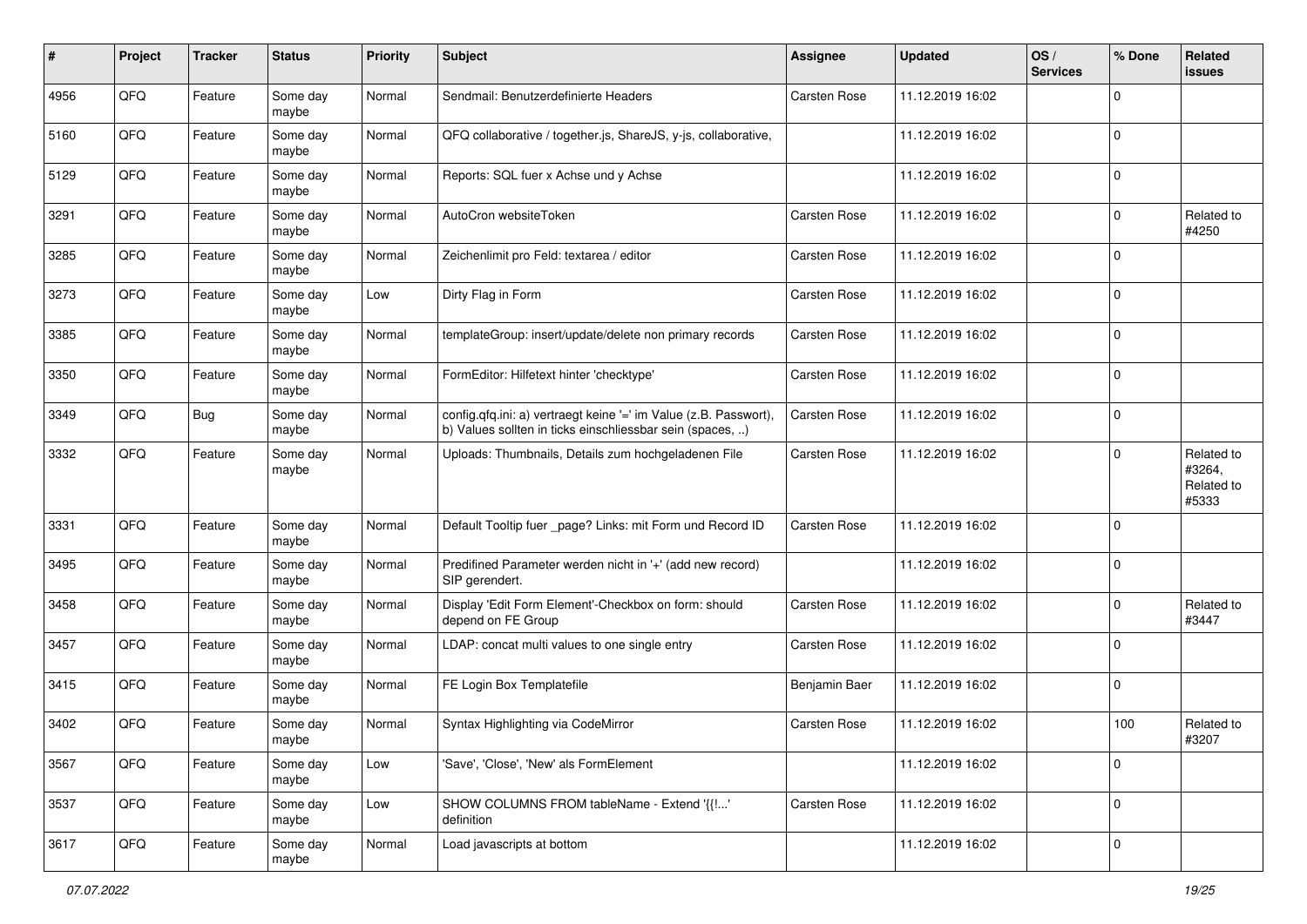| # | Project | Tracker | Status | Priority | Subject | Assignee | Updated | OS / Services | % Done | Related issues |
|---|---|---|---|---|---|---|---|---|---|---|
| 4956 | QFQ | Feature | Some day maybe | Normal | Sendmail: Benutzerdefinierte Headers | Carsten Rose | 11.12.2019 16:02 | | 0 | |
| 5160 | QFQ | Feature | Some day maybe | Normal | QFQ collaborative / together.js, ShareJS, y-js, collaborative, | | 11.12.2019 16:02 | | 0 | |
| 5129 | QFQ | Feature | Some day maybe | Normal | Reports: SQL fuer x Achse und y Achse | | 11.12.2019 16:02 | | 0 | |
| 3291 | QFQ | Feature | Some day maybe | Normal | AutoCron websiteToken | Carsten Rose | 11.12.2019 16:02 | | 0 | Related to #4250 |
| 3285 | QFQ | Feature | Some day maybe | Normal | Zeichenlimit pro Feld: textarea / editor | Carsten Rose | 11.12.2019 16:02 | | 0 | |
| 3273 | QFQ | Feature | Some day maybe | Low | Dirty Flag in Form | Carsten Rose | 11.12.2019 16:02 | | 0 | |
| 3385 | QFQ | Feature | Some day maybe | Normal | templateGroup: insert/update/delete non primary records | Carsten Rose | 11.12.2019 16:02 | | 0 | |
| 3350 | QFQ | Feature | Some day maybe | Normal | FormEditor: Hilfetext hinter 'checktype' | Carsten Rose | 11.12.2019 16:02 | | 0 | |
| 3349 | QFQ | Bug | Some day maybe | Normal | config.qfq.ini: a) vertraegt keine '=' im Value (z.B. Passwort), b) Values sollten in ticks einschliessbar sein (spaces, ..) | Carsten Rose | 11.12.2019 16:02 | | 0 | |
| 3332 | QFQ | Feature | Some day maybe | Normal | Uploads: Thumbnails, Details zum hochgeladenen File | Carsten Rose | 11.12.2019 16:02 | | 0 | Related to #3264, Related to #5333 |
| 3331 | QFQ | Feature | Some day maybe | Normal | Default Tooltip fuer _page? Links: mit Form und Record ID | Carsten Rose | 11.12.2019 16:02 | | 0 | |
| 3495 | QFQ | Feature | Some day maybe | Normal | Predifined Parameter werden nicht in '+' (add new record) SIP gerendert. | | 11.12.2019 16:02 | | 0 | |
| 3458 | QFQ | Feature | Some day maybe | Normal | Display 'Edit Form Element'-Checkbox on form: should depend on FE Group | Carsten Rose | 11.12.2019 16:02 | | 0 | Related to #3447 |
| 3457 | QFQ | Feature | Some day maybe | Normal | LDAP: concat multi values to one single entry | Carsten Rose | 11.12.2019 16:02 | | 0 | |
| 3415 | QFQ | Feature | Some day maybe | Normal | FE Login Box Templatefile | Benjamin Baer | 11.12.2019 16:02 | | 0 | |
| 3402 | QFQ | Feature | Some day maybe | Normal | Syntax Highlighting via CodeMirror | Carsten Rose | 11.12.2019 16:02 | | 100 | Related to #3207 |
| 3567 | QFQ | Feature | Some day maybe | Low | 'Save', 'Close', 'New' als FormElement | | 11.12.2019 16:02 | | 0 | |
| 3537 | QFQ | Feature | Some day maybe | Low | SHOW COLUMNS FROM tableName - Extend '{{!...' definition | Carsten Rose | 11.12.2019 16:02 | | 0 | |
| 3617 | QFQ | Feature | Some day maybe | Normal | Load javascripts at bottom | | 11.12.2019 16:02 | | 0 | |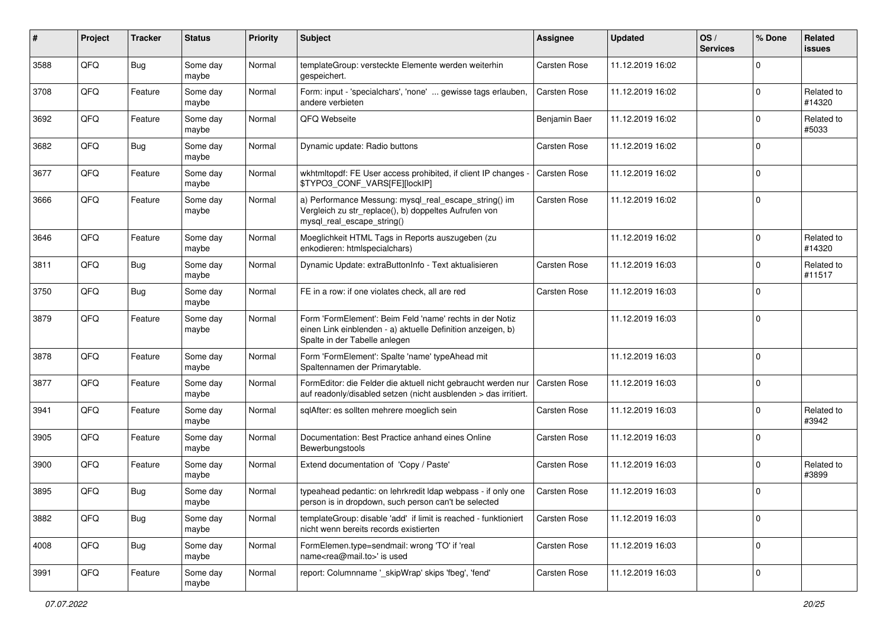| # | Project | Tracker | Status | Priority | Subject | Assignee | Updated | OS / Services | % Done | Related issues |
|---|---|---|---|---|---|---|---|---|---|---|
| 3588 | QFQ | Bug | Some day maybe | Normal | templateGroup: versteckte Elemente werden weiterhin gespeichert. | Carsten Rose | 11.12.2019 16:02 | | 0 | |
| 3708 | QFQ | Feature | Some day maybe | Normal | Form: input - 'specialchars', 'none' ... gewisse tags erlauben, andere verbieten | Carsten Rose | 11.12.2019 16:02 | | 0 | Related to #14320 |
| 3692 | QFQ | Feature | Some day maybe | Normal | QFQ Webseite | Benjamin Baer | 11.12.2019 16:02 | | 0 | Related to #5033 |
| 3682 | QFQ | Bug | Some day maybe | Normal | Dynamic update: Radio buttons | Carsten Rose | 11.12.2019 16:02 | | 0 | |
| 3677 | QFQ | Feature | Some day maybe | Normal | wkhtmltopdf: FE User access prohibited, if client IP changes - $TYPO3_CONF_VARS[FE][lockIP] | Carsten Rose | 11.12.2019 16:02 | | 0 | |
| 3666 | QFQ | Feature | Some day maybe | Normal | a) Performance Messung: mysql_real_escape_string() im Vergleich zu str_replace(), b) doppeltes Aufrufen von mysql_real_escape_string() | Carsten Rose | 11.12.2019 16:02 | | 0 | |
| 3646 | QFQ | Feature | Some day maybe | Normal | Moeglichkeit HTML Tags in Reports auszugeben (zu enkodieren: htmlspecialchars) | | 11.12.2019 16:02 | | 0 | Related to #14320 |
| 3811 | QFQ | Bug | Some day maybe | Normal | Dynamic Update: extraButtonInfo - Text aktualisieren | Carsten Rose | 11.12.2019 16:03 | | 0 | Related to #11517 |
| 3750 | QFQ | Bug | Some day maybe | Normal | FE in a row: if one violates check, all are red | Carsten Rose | 11.12.2019 16:03 | | 0 | |
| 3879 | QFQ | Feature | Some day maybe | Normal | Form 'FormElement': Beim Feld 'name' rechts in der Notiz einen Link einblenden - a) aktuelle Definition anzeigen, b) Spalte in der Tabelle anlegen | | 11.12.2019 16:03 | | 0 | |
| 3878 | QFQ | Feature | Some day maybe | Normal | Form 'FormElement': Spalte 'name' typeAhead mit Spaltennamen der Primarytable. | | 11.12.2019 16:03 | | 0 | |
| 3877 | QFQ | Feature | Some day maybe | Normal | FormEditor: die Felder die aktuell nicht gebraucht werden nur auf readonly/disabled setzen (nicht ausblenden > das irritiert. | Carsten Rose | 11.12.2019 16:03 | | 0 | |
| 3941 | QFQ | Feature | Some day maybe | Normal | sqlAfter: es sollten mehrere moeglich sein | Carsten Rose | 11.12.2019 16:03 | | 0 | Related to #3942 |
| 3905 | QFQ | Feature | Some day maybe | Normal | Documentation: Best Practice anhand eines Online Bewerbungstools | Carsten Rose | 11.12.2019 16:03 | | 0 | |
| 3900 | QFQ | Feature | Some day maybe | Normal | Extend documentation of 'Copy / Paste' | Carsten Rose | 11.12.2019 16:03 | | 0 | Related to #3899 |
| 3895 | QFQ | Bug | Some day maybe | Normal | typeahead pedantic: on lehrkredit ldap webpass - if only one person is in dropdown, such person can't be selected | Carsten Rose | 11.12.2019 16:03 | | 0 | |
| 3882 | QFQ | Bug | Some day maybe | Normal | templateGroup: disable 'add' if limit is reached - funktioniert nicht wenn bereits records existierten | Carsten Rose | 11.12.2019 16:03 | | 0 | |
| 4008 | QFQ | Bug | Some day maybe | Normal | FormElemen.type=sendmail: wrong 'TO' if 'real name<rea@mail.to>' is used | Carsten Rose | 11.12.2019 16:03 | | 0 | |
| 3991 | QFQ | Feature | Some day maybe | Normal | report: Columnname '_skipWrap' skips 'fbeg', 'fend' | Carsten Rose | 11.12.2019 16:03 | | 0 | |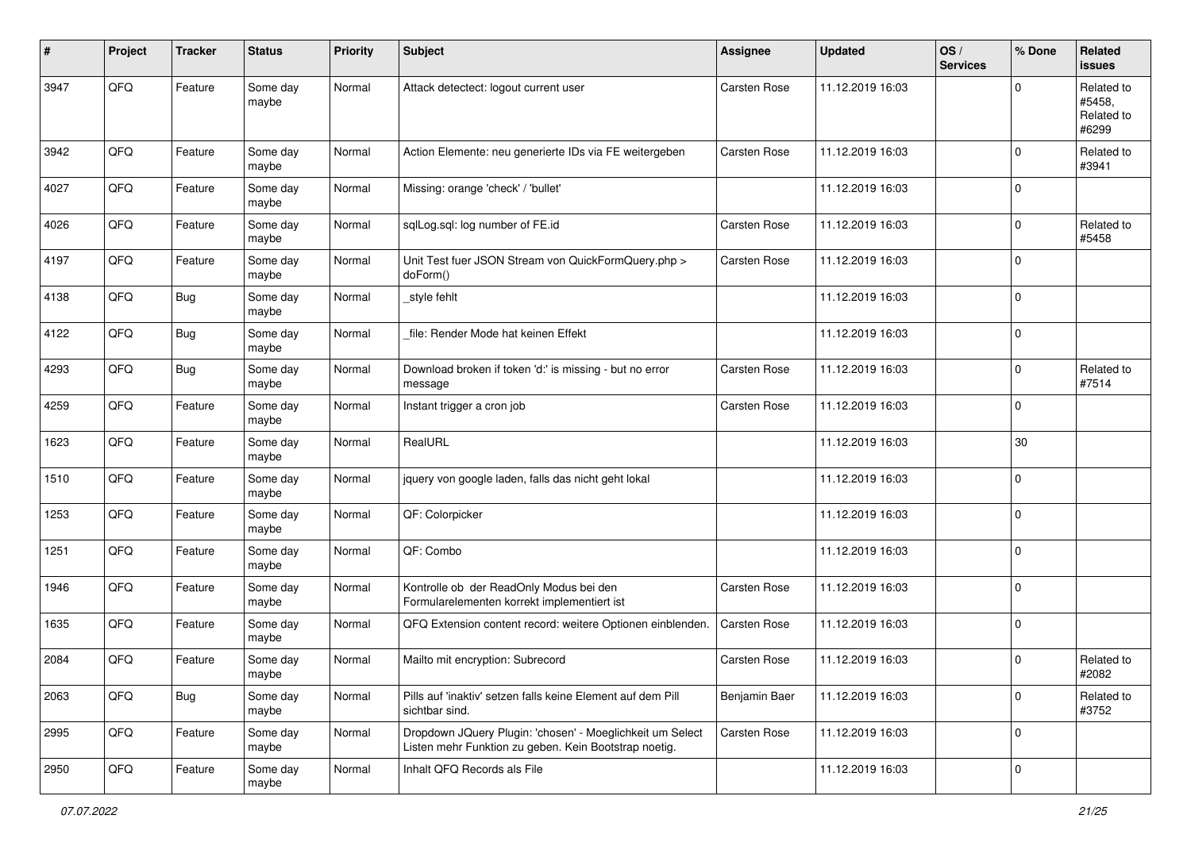| # | Project | Tracker | Status | Priority | Subject | Assignee | Updated | OS / Services | % Done | Related issues |
|---|---|---|---|---|---|---|---|---|---|---|
| 3947 | QFQ | Feature | Some day maybe | Normal | Attack detectect: logout current user | Carsten Rose | 11.12.2019 16:03 | | 0 | Related to #5458, Related to #6299 |
| 3942 | QFQ | Feature | Some day maybe | Normal | Action Elemente: neu generierte IDs via FE weitergeben | Carsten Rose | 11.12.2019 16:03 | | 0 | Related to #3941 |
| 4027 | QFQ | Feature | Some day maybe | Normal | Missing: orange 'check' / 'bullet' | | 11.12.2019 16:03 | | 0 | |
| 4026 | QFQ | Feature | Some day maybe | Normal | sqlLog.sql: log number of FE.id | Carsten Rose | 11.12.2019 16:03 | | 0 | Related to #5458 |
| 4197 | QFQ | Feature | Some day maybe | Normal | Unit Test fuer JSON Stream von QuickFormQuery.php > doForm() | Carsten Rose | 11.12.2019 16:03 | | 0 | |
| 4138 | QFQ | Bug | Some day maybe | Normal | _style fehlt | | 11.12.2019 16:03 | | 0 | |
| 4122 | QFQ | Bug | Some day maybe | Normal | _file: Render Mode hat keinen Effekt | | 11.12.2019 16:03 | | 0 | |
| 4293 | QFQ | Bug | Some day maybe | Normal | Download broken if token 'd:' is missing - but no error message | Carsten Rose | 11.12.2019 16:03 | | 0 | Related to #7514 |
| 4259 | QFQ | Feature | Some day maybe | Normal | Instant trigger a cron job | Carsten Rose | 11.12.2019 16:03 | | 0 | |
| 1623 | QFQ | Feature | Some day maybe | Normal | RealURL | | 11.12.2019 16:03 | | 30 | |
| 1510 | QFQ | Feature | Some day maybe | Normal | jquery von google laden, falls das nicht geht lokal | | 11.12.2019 16:03 | | 0 | |
| 1253 | QFQ | Feature | Some day maybe | Normal | QF: Colorpicker | | 11.12.2019 16:03 | | 0 | |
| 1251 | QFQ | Feature | Some day maybe | Normal | QF: Combo | | 11.12.2019 16:03 | | 0 | |
| 1946 | QFQ | Feature | Some day maybe | Normal | Kontrolle ob der ReadOnly Modus bei den Formularelementen korrekt implementiert ist | Carsten Rose | 11.12.2019 16:03 | | 0 | |
| 1635 | QFQ | Feature | Some day maybe | Normal | QFQ Extension content record: weitere Optionen einblenden. | Carsten Rose | 11.12.2019 16:03 | | 0 | |
| 2084 | QFQ | Feature | Some day maybe | Normal | Mailto mit encryption: Subrecord | Carsten Rose | 11.12.2019 16:03 | | 0 | Related to #2082 |
| 2063 | QFQ | Bug | Some day maybe | Normal | Pills auf 'inaktiv' setzen falls keine Element auf dem Pill sichtbar sind. | Benjamin Baer | 11.12.2019 16:03 | | 0 | Related to #3752 |
| 2995 | QFQ | Feature | Some day maybe | Normal | Dropdown JQuery Plugin: 'chosen' - Moeglichkeit um Select Listen mehr Funktion zu geben. Kein Bootstrap noetig. | Carsten Rose | 11.12.2019 16:03 | | 0 | |
| 2950 | QFQ | Feature | Some day maybe | Normal | Inhalt QFQ Records als File | | 11.12.2019 16:03 | | 0 | |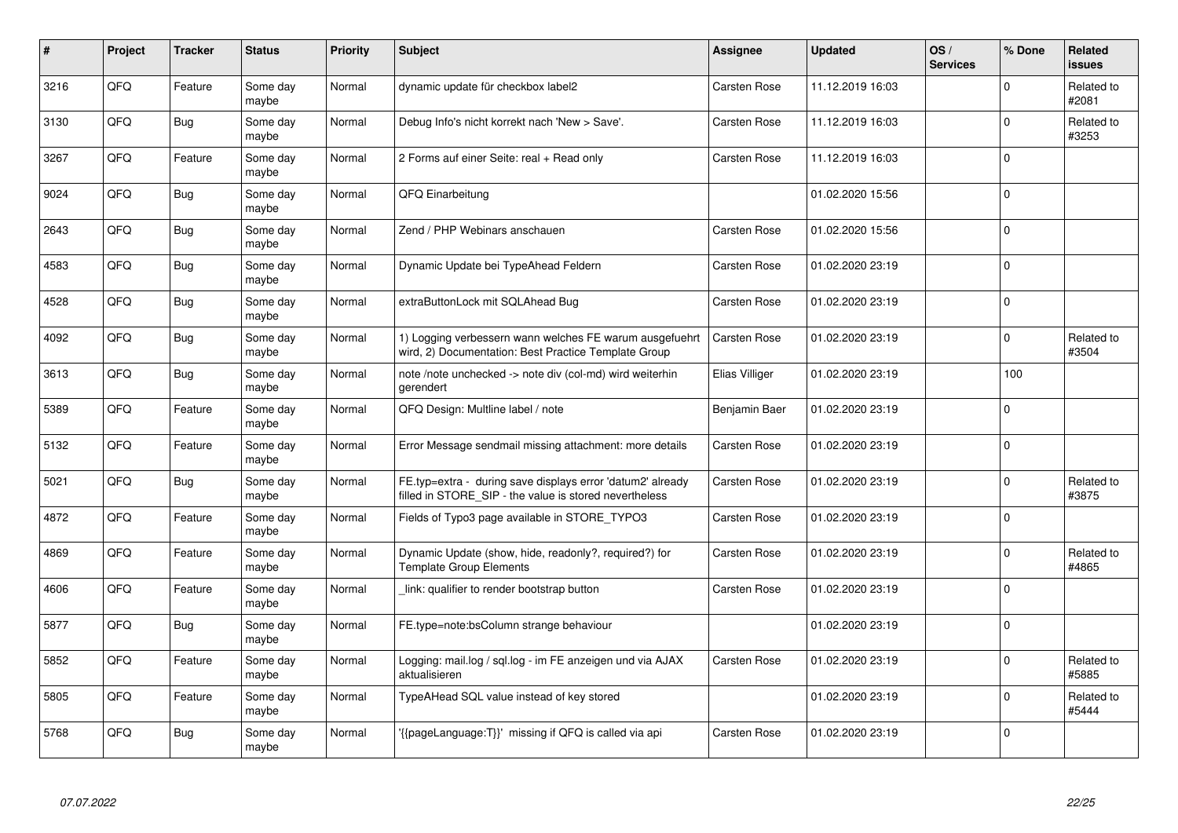| # | Project | Tracker | Status | Priority | Subject | Assignee | Updated | OS / Services | % Done | Related issues |
|---|---|---|---|---|---|---|---|---|---|---|
| 3216 | QFQ | Feature | Some day maybe | Normal | dynamic update für checkbox label2 | Carsten Rose | 11.12.2019 16:03 | | 0 | Related to #2081 |
| 3130 | QFQ | Bug | Some day maybe | Normal | Debug Info's nicht korrekt nach 'New > Save'. | Carsten Rose | 11.12.2019 16:03 | | 0 | Related to #3253 |
| 3267 | QFQ | Feature | Some day maybe | Normal | 2 Forms auf einer Seite: real + Read only | Carsten Rose | 11.12.2019 16:03 | | 0 | |
| 9024 | QFQ | Bug | Some day maybe | Normal | QFQ Einarbeitung | | 01.02.2020 15:56 | | 0 | |
| 2643 | QFQ | Bug | Some day maybe | Normal | Zend / PHP Webinars anschauen | Carsten Rose | 01.02.2020 15:56 | | 0 | |
| 4583 | QFQ | Bug | Some day maybe | Normal | Dynamic Update bei TypeAhead Feldern | Carsten Rose | 01.02.2020 23:19 | | 0 | |
| 4528 | QFQ | Bug | Some day maybe | Normal | extraButtonLock mit SQLAhead Bug | Carsten Rose | 01.02.2020 23:19 | | 0 | |
| 4092 | QFQ | Bug | Some day maybe | Normal | 1) Logging verbessern wann welches FE warum ausgefuehrt wird, 2) Documentation: Best Practice Template Group | Carsten Rose | 01.02.2020 23:19 | | 0 | Related to #3504 |
| 3613 | QFQ | Bug | Some day maybe | Normal | note /note unchecked -> note div (col-md) wird weiterhin gerendert | Elias Villiger | 01.02.2020 23:19 | | 100 | |
| 5389 | QFQ | Feature | Some day maybe | Normal | QFQ Design: Multline label / note | Benjamin Baer | 01.02.2020 23:19 | | 0 | |
| 5132 | QFQ | Feature | Some day maybe | Normal | Error Message sendmail missing attachment: more details | Carsten Rose | 01.02.2020 23:19 | | 0 | |
| 5021 | QFQ | Bug | Some day maybe | Normal | FE.typ=extra - during save displays error 'datum2' already filled in STORE_SIP - the value is stored nevertheless | Carsten Rose | 01.02.2020 23:19 | | 0 | Related to #3875 |
| 4872 | QFQ | Feature | Some day maybe | Normal | Fields of Typo3 page available in STORE_TYPO3 | Carsten Rose | 01.02.2020 23:19 | | 0 | |
| 4869 | QFQ | Feature | Some day maybe | Normal | Dynamic Update (show, hide, readonly?, required?) for Template Group Elements | Carsten Rose | 01.02.2020 23:19 | | 0 | Related to #4865 |
| 4606 | QFQ | Feature | Some day maybe | Normal | _link: qualifier to render bootstrap button | Carsten Rose | 01.02.2020 23:19 | | 0 | |
| 5877 | QFQ | Bug | Some day maybe | Normal | FE.type=note:bsColumn strange behaviour | | 01.02.2020 23:19 | | 0 | |
| 5852 | QFQ | Feature | Some day maybe | Normal | Logging: mail.log / sql.log - im FE anzeigen und via AJAX aktualisieren | Carsten Rose | 01.02.2020 23:19 | | 0 | Related to #5885 |
| 5805 | QFQ | Feature | Some day maybe | Normal | TypeAHead SQL value instead of key stored | | 01.02.2020 23:19 | | 0 | Related to #5444 |
| 5768 | QFQ | Bug | Some day maybe | Normal | '{{pageLanguage:T}}' missing if QFQ is called via api | Carsten Rose | 01.02.2020 23:19 | | 0 | |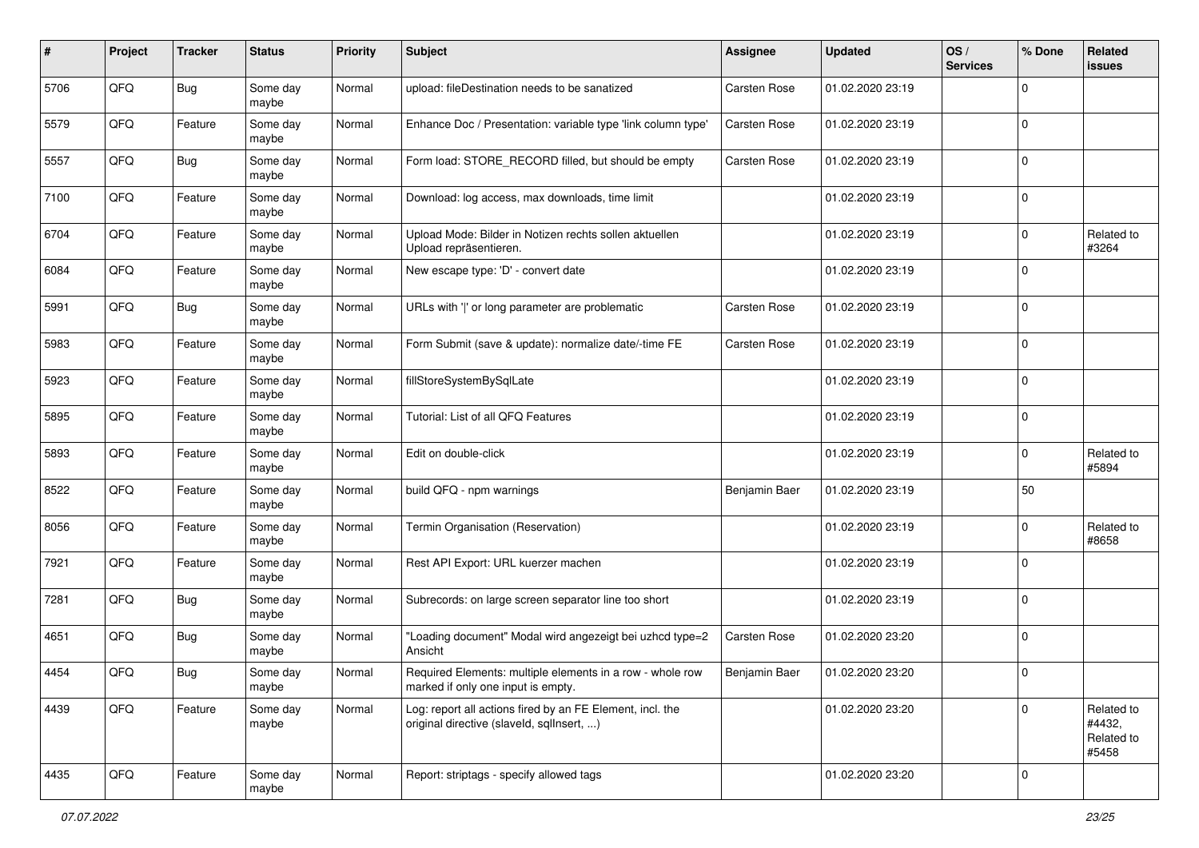| # | Project | Tracker | Status | Priority | Subject | Assignee | Updated | OS / Services | % Done | Related issues |
|---|---|---|---|---|---|---|---|---|---|---|
| 5706 | QFQ | Bug | Some day maybe | Normal | upload: fileDestination needs to be sanatized | Carsten Rose | 01.02.2020 23:19 | | 0 | |
| 5579 | QFQ | Feature | Some day maybe | Normal | Enhance Doc / Presentation: variable type 'link column type' | Carsten Rose | 01.02.2020 23:19 | | 0 | |
| 5557 | QFQ | Bug | Some day maybe | Normal | Form load: STORE_RECORD filled, but should be empty | Carsten Rose | 01.02.2020 23:19 | | 0 | |
| 7100 | QFQ | Feature | Some day maybe | Normal | Download: log access, max downloads, time limit | | 01.02.2020 23:19 | | 0 | |
| 6704 | QFQ | Feature | Some day maybe | Normal | Upload Mode: Bilder in Notizen rechts sollen aktuellen Upload repräsentieren. | | 01.02.2020 23:19 | | 0 | Related to #3264 |
| 6084 | QFQ | Feature | Some day maybe | Normal | New escape type: 'D' - convert date | | 01.02.2020 23:19 | | 0 | |
| 5991 | QFQ | Bug | Some day maybe | Normal | URLs with '\|' or long parameter are problematic | Carsten Rose | 01.02.2020 23:19 | | 0 | |
| 5983 | QFQ | Feature | Some day maybe | Normal | Form Submit (save & update): normalize date/-time FE | Carsten Rose | 01.02.2020 23:19 | | 0 | |
| 5923 | QFQ | Feature | Some day maybe | Normal | fillStoreSystemBySqlLate | | 01.02.2020 23:19 | | 0 | |
| 5895 | QFQ | Feature | Some day maybe | Normal | Tutorial: List of all QFQ Features | | 01.02.2020 23:19 | | 0 | |
| 5893 | QFQ | Feature | Some day maybe | Normal | Edit on double-click | | 01.02.2020 23:19 | | 0 | Related to #5894 |
| 8522 | QFQ | Feature | Some day maybe | Normal | build QFQ - npm warnings | Benjamin Baer | 01.02.2020 23:19 | | 50 | |
| 8056 | QFQ | Feature | Some day maybe | Normal | Termin Organisation (Reservation) | | 01.02.2020 23:19 | | 0 | Related to #8658 |
| 7921 | QFQ | Feature | Some day maybe | Normal | Rest API Export: URL kuerzer machen | | 01.02.2020 23:19 | | 0 | |
| 7281 | QFQ | Bug | Some day maybe | Normal | Subrecords: on large screen separator line too short | | 01.02.2020 23:19 | | 0 | |
| 4651 | QFQ | Bug | Some day maybe | Normal | "Loading document" Modal wird angezeigt bei uzhcd type=2 Ansicht | Carsten Rose | 01.02.2020 23:20 | | 0 | |
| 4454 | QFQ | Bug | Some day maybe | Normal | Required Elements: multiple elements in a row - whole row marked if only one input is empty. | Benjamin Baer | 01.02.2020 23:20 | | 0 | |
| 4439 | QFQ | Feature | Some day maybe | Normal | Log: report all actions fired by an FE Element, incl. the original directive (slaveId, sqlInsert, ...) | | 01.02.2020 23:20 | | 0 | Related to #4432, Related to #5458 |
| 4435 | QFQ | Feature | Some day maybe | Normal | Report: striptags - specify allowed tags | | 01.02.2020 23:20 | | 0 | |

*07.07.2022*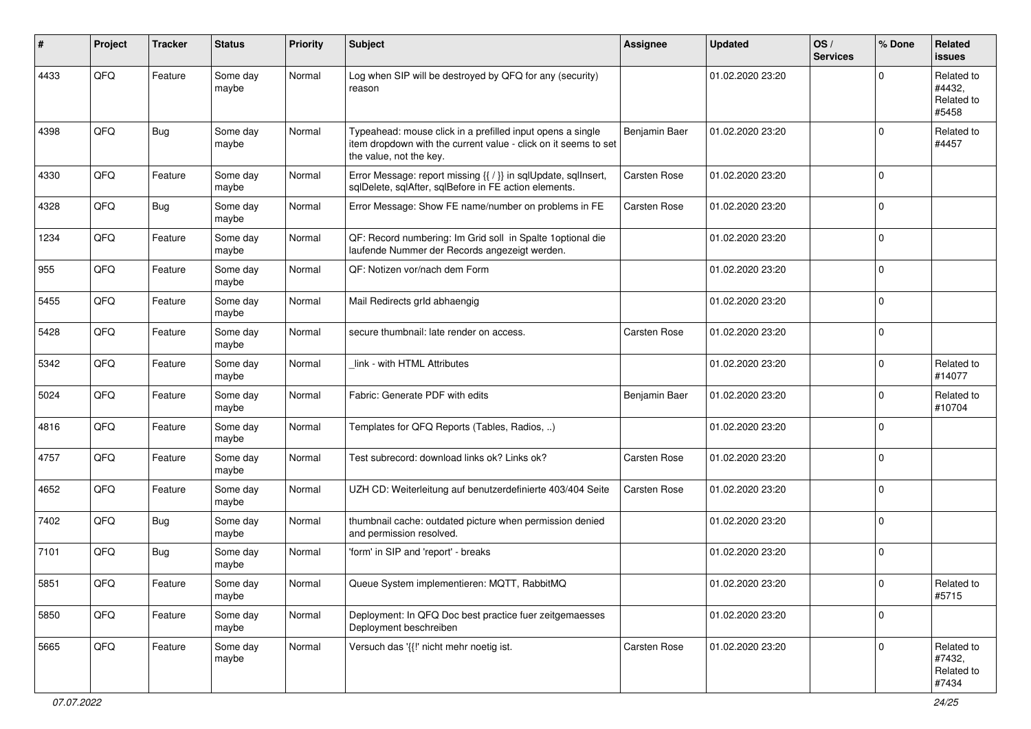| # | Project | Tracker | Status | Priority | Subject | Assignee | Updated | OS / Services | % Done | Related issues |
|---|---|---|---|---|---|---|---|---|---|---|
| 4433 | QFQ | Feature | Some day maybe | Normal | Log when SIP will be destroyed by QFQ for any (security) reason | | 01.02.2020 23:20 | | 0 | Related to #4432, Related to #5458 |
| 4398 | QFQ | Bug | Some day maybe | Normal | Typeahead: mouse click in a prefilled input opens a single item dropdown with the current value - click on it seems to set the value, not the key. | Benjamin Baer | 01.02.2020 23:20 | | 0 | Related to #4457 |
| 4330 | QFQ | Feature | Some day maybe | Normal | Error Message: report missing {{ / }} in sqlUpdate, sqlInsert, sqlDelete, sqlAfter, sqlBefore in FE action elements. | Carsten Rose | 01.02.2020 23:20 | | 0 | |
| 4328 | QFQ | Bug | Some day maybe | Normal | Error Message: Show FE name/number on problems in FE | Carsten Rose | 01.02.2020 23:20 | | 0 | |
| 1234 | QFQ | Feature | Some day maybe | Normal | QF: Record numbering: Im Grid soll in Spalte 1optional die laufende Nummer der Records angezeigt werden. | | 01.02.2020 23:20 | | 0 | |
| 955 | QFQ | Feature | Some day maybe | Normal | QF: Notizen vor/nach dem Form | | 01.02.2020 23:20 | | 0 | |
| 5455 | QFQ | Feature | Some day maybe | Normal | Mail Redirects grId abhaengig | | 01.02.2020 23:20 | | 0 | |
| 5428 | QFQ | Feature | Some day maybe | Normal | secure thumbnail: late render on access. | Carsten Rose | 01.02.2020 23:20 | | 0 | |
| 5342 | QFQ | Feature | Some day maybe | Normal | _link - with HTML Attributes | | 01.02.2020 23:20 | | 0 | Related to #14077 |
| 5024 | QFQ | Feature | Some day maybe | Normal | Fabric: Generate PDF with edits | Benjamin Baer | 01.02.2020 23:20 | | 0 | Related to #10704 |
| 4816 | QFQ | Feature | Some day maybe | Normal | Templates for QFQ Reports (Tables, Radios, ..) | | 01.02.2020 23:20 | | 0 | |
| 4757 | QFQ | Feature | Some day maybe | Normal | Test subrecord: download links ok? Links ok? | Carsten Rose | 01.02.2020 23:20 | | 0 | |
| 4652 | QFQ | Feature | Some day maybe | Normal | UZH CD: Weiterleitung auf benutzerdefinierte 403/404 Seite | Carsten Rose | 01.02.2020 23:20 | | 0 | |
| 7402 | QFQ | Bug | Some day maybe | Normal | thumbnail cache: outdated picture when permission denied and permission resolved. | | 01.02.2020 23:20 | | 0 | |
| 7101 | QFQ | Bug | Some day maybe | Normal | 'form' in SIP and 'report' - breaks | | 01.02.2020 23:20 | | 0 | |
| 5851 | QFQ | Feature | Some day maybe | Normal | Queue System implementieren: MQTT, RabbitMQ | | 01.02.2020 23:20 | | 0 | Related to #5715 |
| 5850 | QFQ | Feature | Some day maybe | Normal | Deployment: In QFQ Doc best practice fuer zeitgemaesses Deployment beschreiben | | 01.02.2020 23:20 | | 0 | |
| 5665 | QFQ | Feature | Some day maybe | Normal | Versuch das '{{!' nicht mehr noetig ist. | Carsten Rose | 01.02.2020 23:20 | | 0 | Related to #7432, Related to #7434 |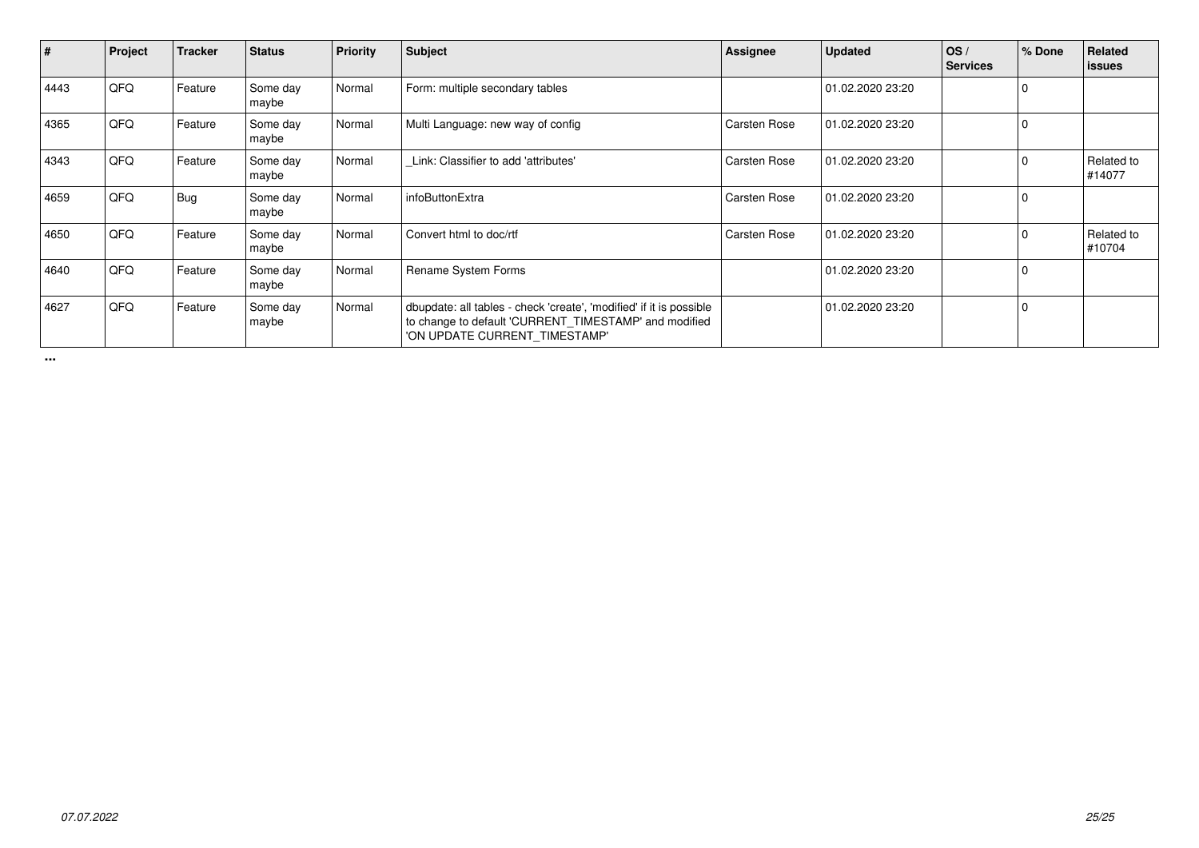| # | Project | Tracker | Status | Priority | Subject | Assignee | Updated | OS / Services | % Done | Related issues |
|---|---|---|---|---|---|---|---|---|---|---|
| 4443 | QFQ | Feature | Some day maybe | Normal | Form: multiple secondary tables | | 01.02.2020 23:20 | | 0 | |
| 4365 | QFQ | Feature | Some day maybe | Normal | Multi Language: new way of config | Carsten Rose | 01.02.2020 23:20 | | 0 | |
| 4343 | QFQ | Feature | Some day maybe | Normal | _Link: Classifier to add 'attributes' | Carsten Rose | 01.02.2020 23:20 | | 0 | Related to #14077 |
| 4659 | QFQ | Bug | Some day maybe | Normal | infoButtonExtra | Carsten Rose | 01.02.2020 23:20 | | 0 | |
| 4650 | QFQ | Feature | Some day maybe | Normal | Convert html to doc/rtf | Carsten Rose | 01.02.2020 23:20 | | 0 | Related to #10704 |
| 4640 | QFQ | Feature | Some day maybe | Normal | Rename System Forms | | 01.02.2020 23:20 | | 0 | |
| 4627 | QFQ | Feature | Some day maybe | Normal | dbupdate: all tables - check 'create', 'modified' if it is possible to change to default 'CURRENT_TIMESTAMP' and modified 'ON UPDATE CURRENT_TIMESTAMP' | | 01.02.2020 23:20 | | 0 | |

...